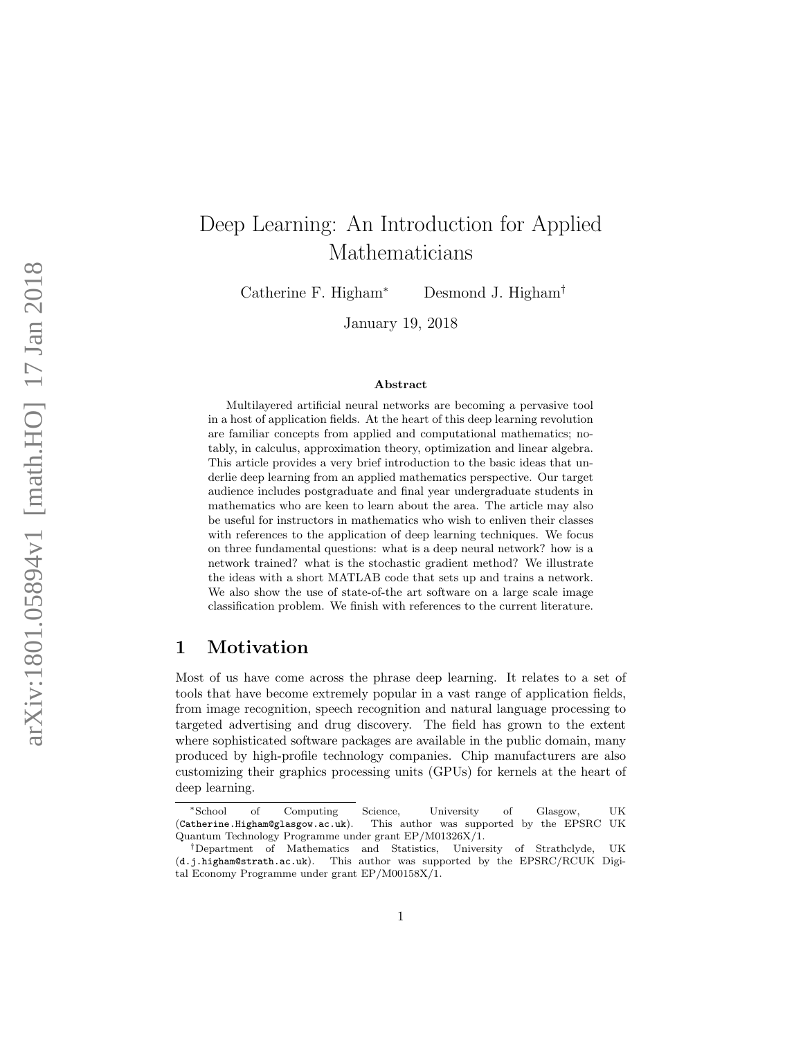# Deep Learning: An Introduction for Applied Mathematicians

Catherine F. Higham[*] Desmond J. Higham[†]

January 19, 2018

**Abstract**

Multilayered artificial neural networks are becoming a pervasive tool in a host of application fields. At the heart of this deep learning revolution are familiar concepts from applied and computational mathematics; notably, in calculus, approximation theory, optimization and linear algebra. This article provides a very brief introduction to the basic ideas that underlie deep learning from an applied mathematics perspective. Our target audience includes postgraduate and final year undergraduate students in mathematics who are keen to learn about the area. The article may also be useful for instructors in mathematics who wish to enliven their classes with references to the application of deep learning techniques. We focus on three fundamental questions: what is a deep neural network? how is a network trained? what is the stochastic gradient method? We illustrate the ideas with a short MATLAB code that sets up and trains a network. We also show the use of state-of-the art software on a large scale image classification problem. We finish with references to the current literature.

## 1 Motivation

Most of us have come across the phrase deep learning. It relates to a set of tools that have become extremely popular in a vast range of application fields, from image recognition, speech recognition and natural language processing to targeted advertising and drug discovery. The field has grown to the extent where sophisticated software packages are available in the public domain, many produced by high-profile technology companies. Chip manufacturers are also customizing their graphics processing units (GPUs) for kernels at the heart of deep learning.

---

[*] School of Computing Science, University of Glasgow, UK (Catherine.Higham@glasgow.ac.uk). This author was supported by the EPSRC UK Quantum Technology Programme under grant EP/M01326X/1.

[†] Department of Mathematics and Statistics, University of Strathclyde, UK (d.j.higham@strath.ac.uk). This author was supported by the EPSRC/RCUK Digital Economy Programme under grant EP/M00158X/1.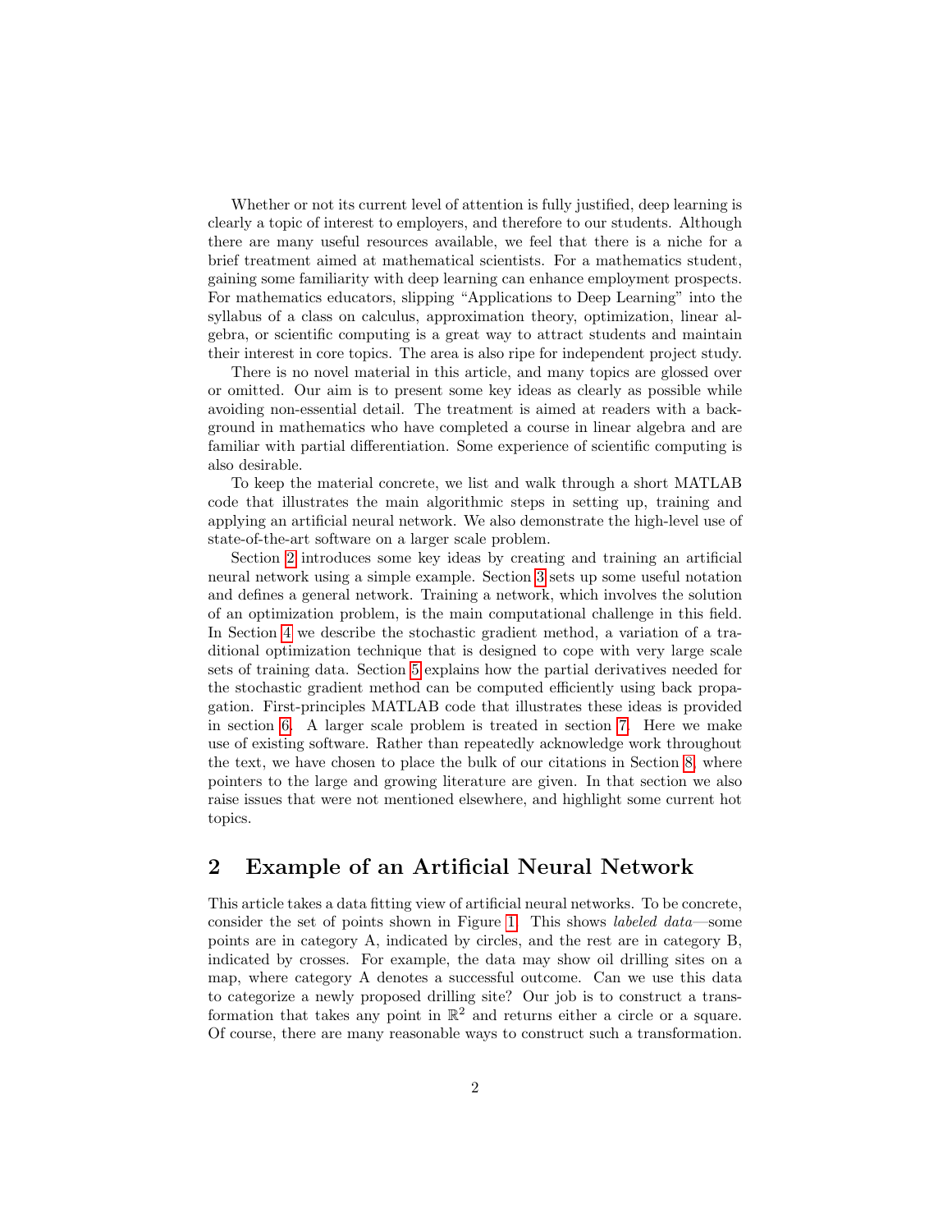Whether or not its current level of attention is fully justified, deep learning is clearly a topic of interest to employers, and therefore to our students. Although there are many useful resources available, we feel that there is a niche for a brief treatment aimed at mathematical scientists. For a mathematics student, gaining some familiarity with deep learning can enhance employment prospects. For mathematics educators, slipping "Applications to Deep Learning" into the syllabus of a class on calculus, approximation theory, optimization, linear algebra, or scientific computing is a great way to attract students and maintain their interest in core topics. The area is also ripe for independent project study.

There is no novel material in this article, and many topics are glossed over or omitted. Our aim is to present some key ideas as clearly as possible while avoiding non-essential detail. The treatment is aimed at readers with a background in mathematics who have completed a course in linear algebra and are familiar with partial differentiation. Some experience of scientific computing is also desirable.

To keep the material concrete, we list and walk through a short MATLAB code that illustrates the main algorithmic steps in setting up, training and applying an artificial neural network. We also demonstrate the high-level use of state-of-the-art software on a larger scale problem.

Section 2 introduces some key ideas by creating and training an artificial neural network using a simple example. Section 3 sets up some useful notation and defines a general network. Training a network, which involves the solution of an optimization problem, is the main computational challenge in this field. In Section 4 we describe the stochastic gradient method, a variation of a traditional optimization technique that is designed to cope with very large scale sets of training data. Section 5 explains how the partial derivatives needed for the stochastic gradient method can be computed efficiently using back propagation. First-principles MATLAB code that illustrates these ideas is provided in section 6. A larger scale problem is treated in section 7. Here we make use of existing software. Rather than repeatedly acknowledge work throughout the text, we have chosen to place the bulk of our citations in Section 8, where pointers to the large and growing literature are given. In that section we also raise issues that were not mentioned elsewhere, and highlight some current hot topics.

## 2 Example of an Artificial Neural Network

This article takes a data fitting view of artificial neural networks. To be concrete, consider the set of points shown in Figure 1. This shows *labeled data*—some points are in category A, indicated by circles, and the rest are in category B, indicated by crosses. For example, the data may show oil drilling sites on a map, where category A denotes a successful outcome. Can we use this data to categorize a newly proposed drilling site? Our job is to construct a transformation that takes any point in $\mathbb{R}^2$ and returns either a circle or a square. Of course, there are many reasonable ways to construct such a transformation.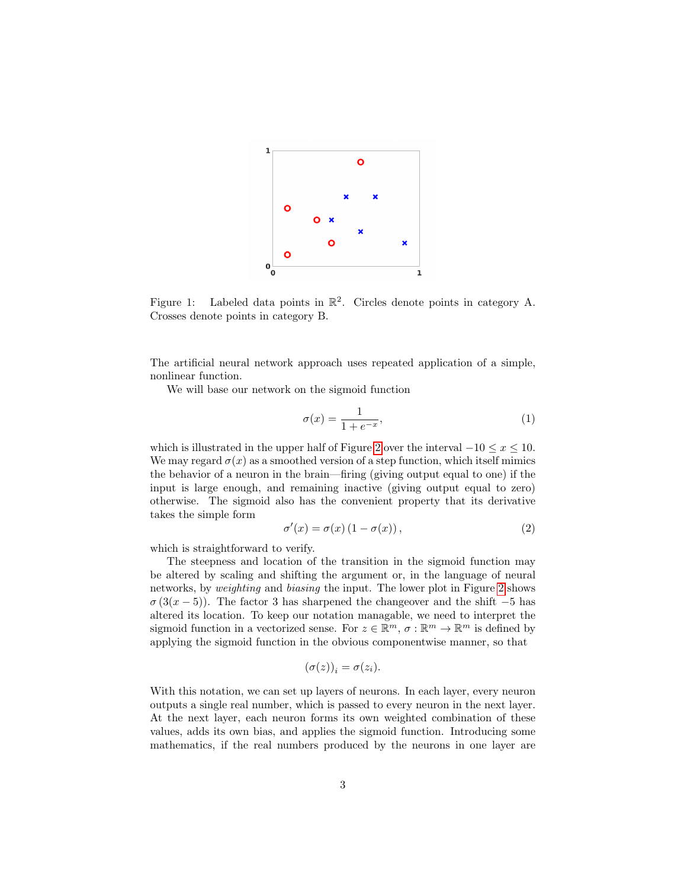1

0

0

1

Figure 1: Labeled data points in $\mathbb{R}^2$. Circles denote points in category A. Crosses denote points in category B.

The artificial neural network approach uses repeated application of a simple, nonlinear function.

We will base our network on the sigmoid function

$$\sigma(x) = \frac{1}{1+e^{-x}}, \tag{1}$$

which is illustrated in the upper half of Figure 2 over the interval $-10 \le x \le 10$. We may regard $\sigma(x)$ as a smoothed version of a step function, which itself mimics the behavior of a neuron in the brain—firing (giving output equal to one) if the input is large enough, and remaining inactive (giving output equal to zero) otherwise. The sigmoid also has the convenient property that its derivative takes the simple form

$$\sigma'(x) = \sigma(x)\left(1 - \sigma(x)\right), \tag{2}$$

which is straightforward to verify.

The steepness and location of the transition in the sigmoid function may be altered by scaling and shifting the argument or, in the language of neural networks, by *weighting* and *biasing* the input. The lower plot in Figure 2 shows $\sigma\left(3(x-5)\right)$. The factor 3 has sharpened the changeover and the shift $-5$ has altered its location. To keep our notation managable, we need to interpret the sigmoid function in a vectorized sense. For $z \in \mathbb{R}^m$, $\sigma : \mathbb{R}^m \to \mathbb{R}^m$ is defined by applying the sigmoid function in the obvious componentwise manner, so that

$$\left(\sigma(z)\right)_i = \sigma(z_i).$$

With this notation, we can set up layers of neurons. In each layer, every neuron outputs a single real number, which is passed to every neuron in the next layer. At the next layer, each neuron forms its own weighted combination of these values, adds its own bias, and applies the sigmoid function. Introducing some mathematics, if the real numbers produced by the neurons in one layer are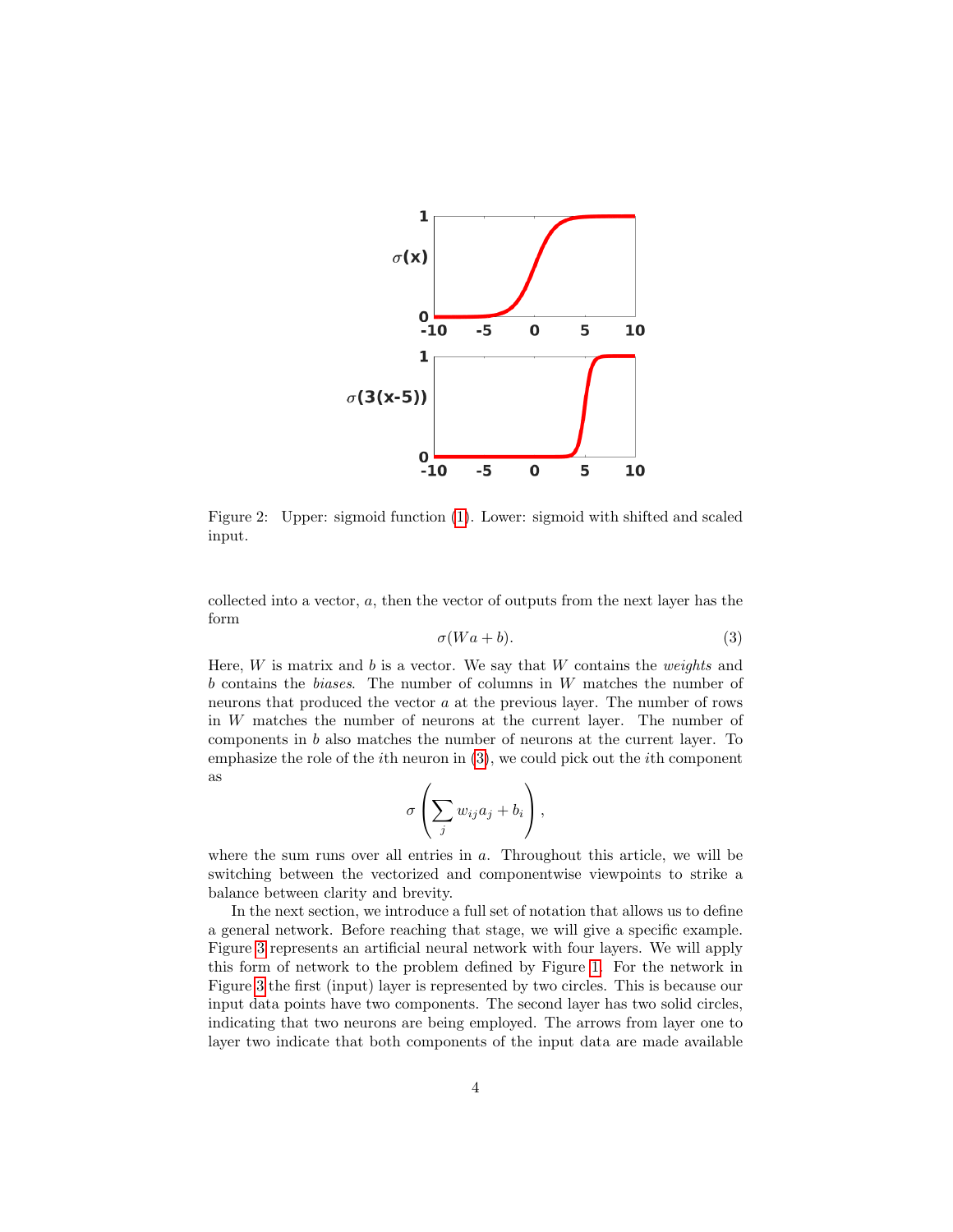1

σ(x)

0

-10 -5 0 5 10

1

σ(3(x-5))

0

-10 -5 0 5 10

Figure 2: Upper: sigmoid function (1). Lower: sigmoid with shifted and scaled input.

collected into a vector, $a$, then the vector of outputs from the next layer has the form

$$\sigma(Wa + b). \tag{3}$$

Here, $W$ is matrix and $b$ is a vector. We say that $W$ contains the *weights* and $b$ contains the *biases*. The number of columns in $W$ matches the number of neurons that produced the vector $a$ at the previous layer. The number of rows in $W$ matches the number of neurons at the current layer. The number of components in $b$ also matches the number of neurons at the current layer. To emphasize the role of the $i$th neuron in (3), we could pick out the $i$th component as

$$\sigma\left(\sum_j w_{ij} a_j + b_i\right),$$

where the sum runs over all entries in $a$. Throughout this article, we will be switching between the vectorized and componentwise viewpoints to strike a balance between clarity and brevity.

In the next section, we introduce a full set of notation that allows us to define a general network. Before reaching that stage, we will give a specific example. Figure 3 represents an artificial neural network with four layers. We will apply this form of network to the problem defined by Figure 1. For the network in Figure 3 the first (input) layer is represented by two circles. This is because our input data points have two components. The second layer has two solid circles, indicating that two neurons are being employed. The arrows from layer one to layer two indicate that both components of the input data are made available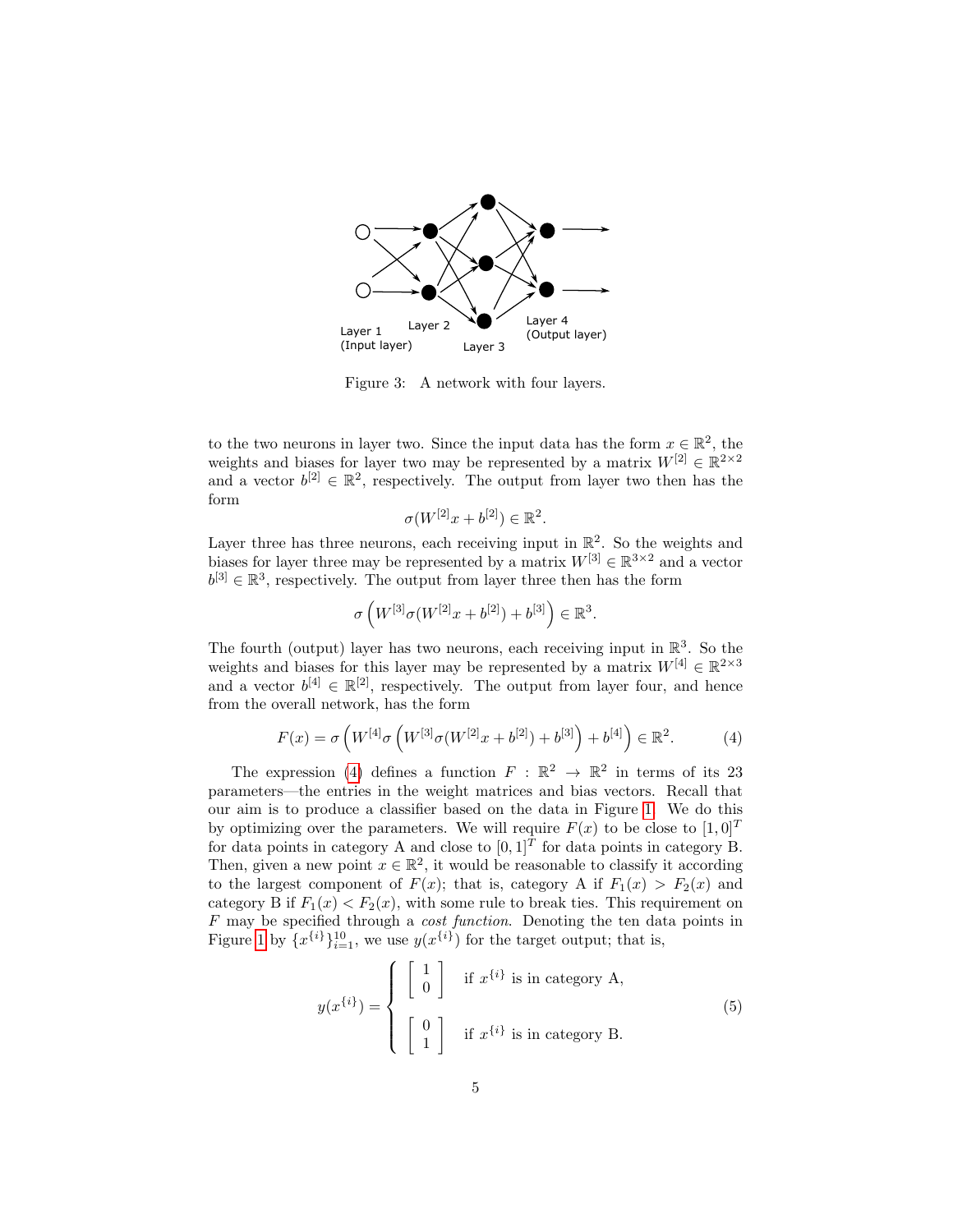Layer 1
(Input layer)

Layer 2

Layer 3

Layer 4
(Output layer)

Figure 3: A network with four layers.

to the two neurons in layer two. Since the input data has the form $x \in \mathbb{R}^2$, the weights and biases for layer two may be represented by a matrix $W^{[2]} \in \mathbb{R}^{2\times 2}$ and a vector $b^{[2]} \in \mathbb{R}^2$, respectively. The output from layer two then has the form

$$\sigma(W^{[2]}x + b^{[2]}) \in \mathbb{R}^2.$$

Layer three has three neurons, each receiving input in $\mathbb{R}^2$. So the weights and biases for layer three may be represented by a matrix $W^{[3]} \in \mathbb{R}^{3\times 2}$ and a vector $b^{[3]} \in \mathbb{R}^3$, respectively. The output from layer three then has the form

$$\sigma\left(W^{[3]}\sigma(W^{[2]}x + b^{[2]}) + b^{[3]}\right) \in \mathbb{R}^3.$$

The fourth (output) layer has two neurons, each receiving input in $\mathbb{R}^3$. So the weights and biases for this layer may be represented by a matrix $W^{[4]} \in \mathbb{R}^{2\times 3}$ and a vector $b^{[4]} \in \mathbb{R}^{[2]}$, respectively. The output from layer four, and hence from the overall network, has the form

$$F(x) = \sigma\left(W^{[4]}\sigma\left(W^{[3]}\sigma(W^{[2]}x + b^{[2]}) + b^{[3]}\right) + b^{[4]}\right) \in \mathbb{R}^2. \tag{4}$$

The expression (4) defines a function $F : \mathbb{R}^2 \to \mathbb{R}^2$ in terms of its 23 parameters—the entries in the weight matrices and bias vectors. Recall that our aim is to produce a classifier based on the data in Figure 1. We do this by optimizing over the parameters. We will require $F(x)$ to be close to $[1, 0]^T$ for data points in category A and close to $[0, 1]^T$ for data points in category B. Then, given a new point $x \in \mathbb{R}^2$, it would be reasonable to classify it according to the largest component of $F(x)$; that is, category A if $F_1(x) > F_2(x)$ and category B if $F_1(x) < F_2(x)$, with some rule to break ties. This requirement on $F$ may be specified through a *cost function*. Denoting the ten data points in Figure 1 by $\{x^{\{i\}}\}_{i=1}^{10}$, we use $y(x^{\{i\}})$ for the target output; that is,

$$y(x^{\{i\}}) = \begin{cases} \begin{bmatrix} 1 \\ 0 \end{bmatrix} & \text{if } x^{\{i\}} \text{ is in category A,} \\[2ex] \begin{bmatrix} 0 \\ 1 \end{bmatrix} & \text{if } x^{\{i\}} \text{ is in category B.} \end{cases} \tag{5}$$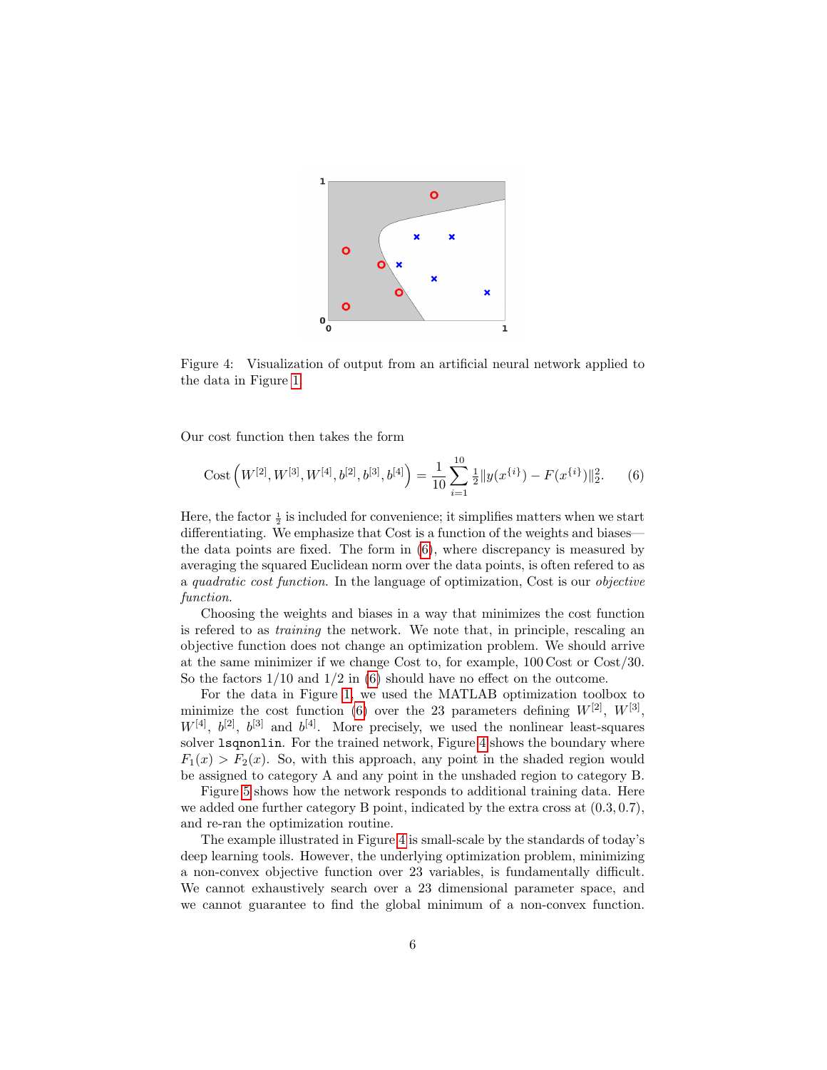1

0

0

1

Figure 4: Visualization of output from an artificial neural network applied to the data in Figure 1.

Our cost function then takes the form

$$\mathrm{Cost}\left(W^{[2]}, W^{[3]}, W^{[4]}, b^{[2]}, b^{[3]}, b^{[4]}\right) = \frac{1}{10}\sum_{i=1}^{10} \tfrac{1}{2}\|y(x^{\{i\}}) - F(x^{\{i\}})\|_2^2. \qquad (6)$$

Here, the factor $\frac{1}{2}$ is included for convenience; it simplifies matters when we start differentiating. We emphasize that Cost is a function of the weights and biases—the data points are fixed. The form in (6), where discrepancy is measured by averaging the squared Euclidean norm over the data points, is often refered to as a *quadratic cost function*. In the language of optimization, Cost is our *objective function*.

Choosing the weights and biases in a way that minimizes the cost function is refered to as *training* the network. We note that, in principle, rescaling an objective function does not change an optimization problem. We should arrive at the same minimizer if we change Cost to, for example, 100 Cost or Cost/30. So the factors 1/10 and 1/2 in (6) should have no effect on the outcome.

For the data in Figure 1, we used the MATLAB optimization toolbox to minimize the cost function (6) over the 23 parameters defining $W^{[2]}$, $W^{[3]}$, $W^{[4]}$, $b^{[2]}$, $b^{[3]}$ and $b^{[4]}$. More precisely, we used the nonlinear least-squares solver `lsqnonlin`. For the trained network, Figure 4 shows the boundary where $F_1(x) > F_2(x)$. So, with this approach, any point in the shaded region would be assigned to category A and any point in the unshaded region to category B.

Figure 5 shows how the network responds to additional training data. Here we added one further category B point, indicated by the extra cross at $(0.3, 0.7)$, and re-ran the optimization routine.

The example illustrated in Figure 4 is small-scale by the standards of today's deep learning tools. However, the underlying optimization problem, minimizing a non-convex objective function over 23 variables, is fundamentally difficult. We cannot exhaustively search over a 23 dimensional parameter space, and we cannot guarantee to find the global minimum of a non-convex function.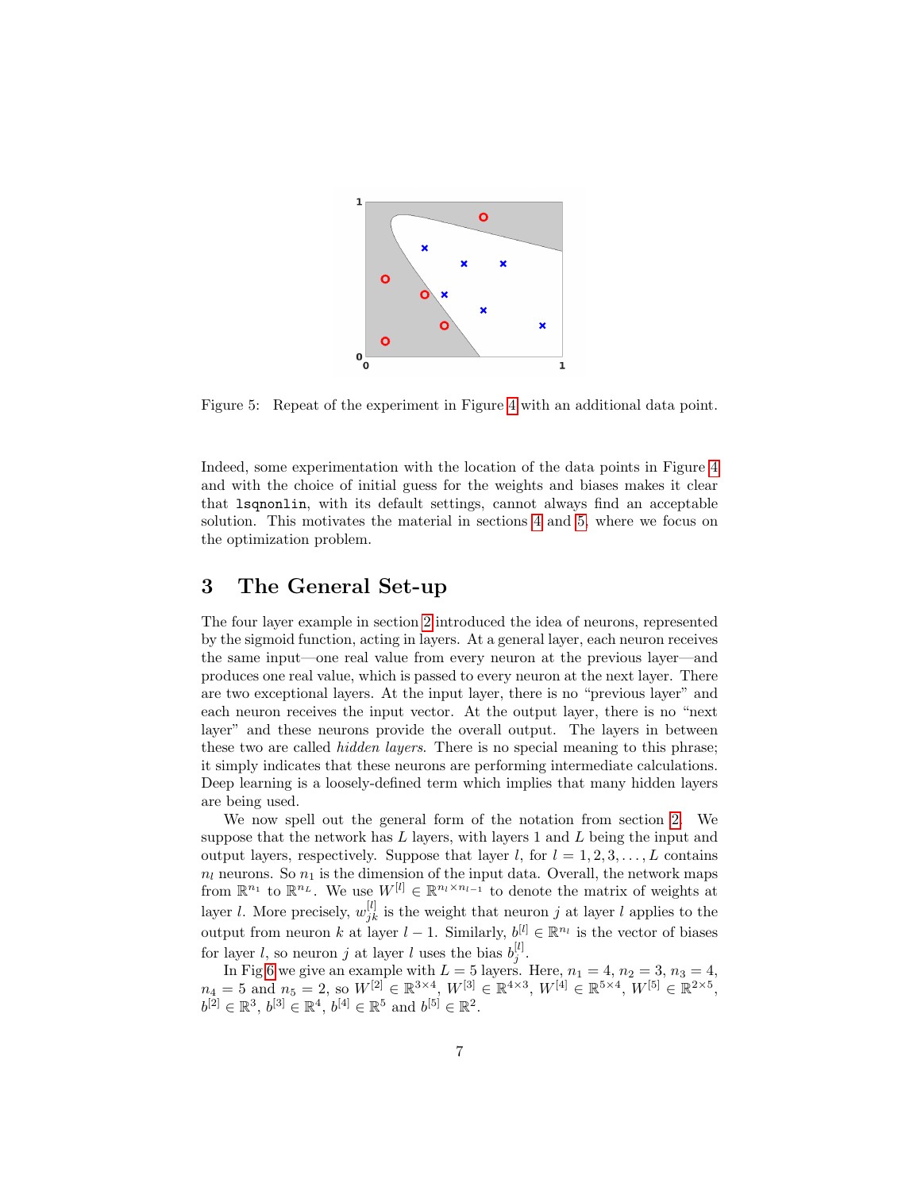1

0

0

1

Figure 5: Repeat of the experiment in Figure 4 with an additional data point.

Indeed, some experimentation with the location of the data points in Figure 4 and with the choice of initial guess for the weights and biases makes it clear that `lsqnonlin`, with its default settings, cannot always find an acceptable solution. This motivates the material in sections 4 and 5, where we focus on the optimization problem.

# 3 The General Set-up

The four layer example in section 2 introduced the idea of neurons, represented by the sigmoid function, acting in layers. At a general layer, each neuron receives the same input—one real value from every neuron at the previous layer—and produces one real value, which is passed to every neuron at the next layer. There are two exceptional layers. At the input layer, there is no "previous layer" and each neuron receives the input vector. At the output layer, there is no "next layer" and these neurons provide the overall output. The layers in between these two are called *hidden layers*. There is no special meaning to this phrase; it simply indicates that these neurons are performing intermediate calculations. Deep learning is a loosely-defined term which implies that many hidden layers are being used.

We now spell out the general form of the notation from section 2. We suppose that the network has $L$ layers, with layers 1 and $L$ being the input and output layers, respectively. Suppose that layer $l$, for $l = 1, 2, 3, \ldots, L$ contains $n_l$ neurons. So $n_1$ is the dimension of the input data. Overall, the network maps from $\mathbb{R}^{n_1}$ to $\mathbb{R}^{n_L}$. We use $W^{[l]} \in \mathbb{R}^{n_l \times n_{l-1}}$ to denote the matrix of weights at layer $l$. More precisely, $w^{[l]}_{jk}$ is the weight that neuron $j$ at layer $l$ applies to the output from neuron $k$ at layer $l-1$. Similarly, $b^{[l]} \in \mathbb{R}^{n_l}$ is the vector of biases for layer $l$, so neuron $j$ at layer $l$ uses the bias $b^{[l]}_j$.

In Fig 6 we give an example with $L = 5$ layers. Here, $n_1 = 4$, $n_2 = 3$, $n_3 = 4$, $n_4 = 5$ and $n_5 = 2$, so $W^{[2]} \in \mathbb{R}^{3\times 4}$, $W^{[3]} \in \mathbb{R}^{4\times 3}$, $W^{[4]} \in \mathbb{R}^{5\times 4}$, $W^{[5]} \in \mathbb{R}^{2\times 5}$, $b^{[2]} \in \mathbb{R}^{3}$, $b^{[3]} \in \mathbb{R}^{4}$, $b^{[4]} \in \mathbb{R}^{5}$ and $b^{[5]} \in \mathbb{R}^{2}$.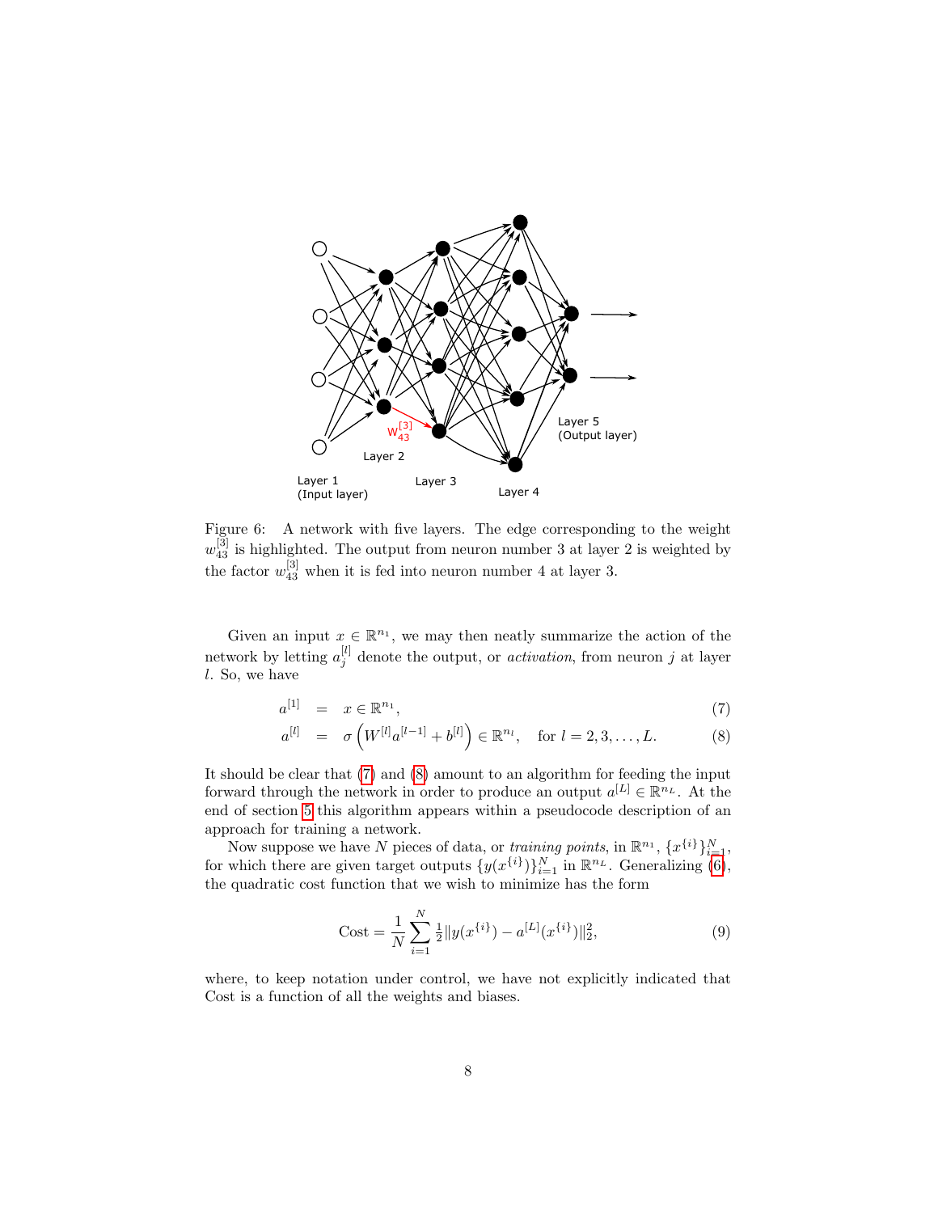Layer 1
(Input layer)

Layer 2

Layer 3

Layer 4

Layer 5
(Output layer)

$W^{[3]}_{43}$

Figure 6: A network with five layers. The edge corresponding to the weight $w^{[3]}_{43}$ is highlighted. The output from neuron number 3 at layer 2 is weighted by the factor $w^{[3]}_{43}$ when it is fed into neuron number 4 at layer 3.

Given an input $x \in \mathbb{R}^{n_1}$, we may then neatly summarize the action of the network by letting $a^{[l]}_j$ denote the output, or *activation*, from neuron $j$ at layer $l$. So, we have

$$a^{[1]} = x \in \mathbb{R}^{n_1}, \tag{7}$$

$$a^{[l]} = \sigma\left(W^{[l]} a^{[l-1]} + b^{[l]}\right) \in \mathbb{R}^{n_l}, \quad \text{for } l = 2, 3, \ldots, L. \tag{8}$$

It should be clear that (7) and (8) amount to an algorithm for feeding the input forward through the network in order to produce an output $a^{[L]} \in \mathbb{R}^{n_L}$. At the end of section 5 this algorithm appears within a pseudocode description of an approach for training a network.

Now suppose we have $N$ pieces of data, or *training points*, in $\mathbb{R}^{n_1}$, $\{x^{\{i\}}\}_{i=1}^N$, for which there are given target outputs $\{y(x^{\{i\}})\}_{i=1}^N$ in $\mathbb{R}^{n_L}$. Generalizing (6), the quadratic cost function that we wish to minimize has the form

$$\text{Cost} = \frac{1}{N} \sum_{i=1}^{N} \tfrac{1}{2} \| y(x^{\{i\}}) - a^{[L]}(x^{\{i\}}) \|_2^2, \tag{9}$$

where, to keep notation under control, we have not explicitly indicated that Cost is a function of all the weights and biases.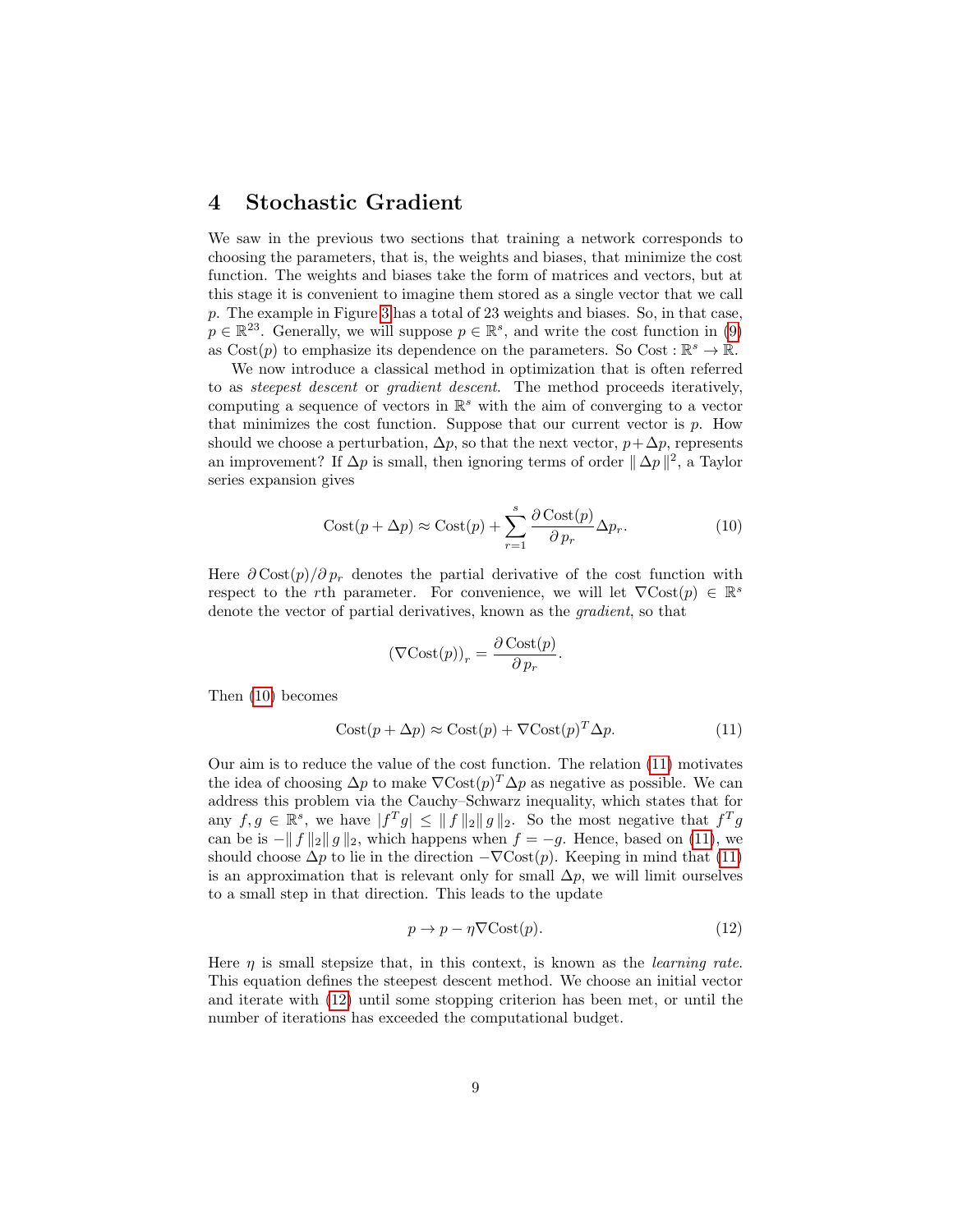## 4 Stochastic Gradient

We saw in the previous two sections that training a network corresponds to choosing the parameters, that is, the weights and biases, that minimize the cost function. The weights and biases take the form of matrices and vectors, but at this stage it is convenient to imagine them stored as a single vector that we call $p$. The example in Figure 3 has a total of 23 weights and biases. So, in that case, $p \in \mathbb{R}^{23}$. Generally, we will suppose $p \in \mathbb{R}^s$, and write the cost function in (9) as $\mathrm{Cost}(p)$ to emphasize its dependence on the parameters. So $\mathrm{Cost} : \mathbb{R}^s \to \mathbb{R}$.

We now introduce a classical method in optimization that is often referred to as *steepest descent* or *gradient descent*. The method proceeds iteratively, computing a sequence of vectors in $\mathbb{R}^s$ with the aim of converging to a vector that minimizes the cost function. Suppose that our current vector is $p$. How should we choose a perturbation, $\Delta p$, so that the next vector, $p + \Delta p$, represents an improvement? If $\Delta p$ is small, then ignoring terms of order $\| \Delta p \|^2$, a Taylor series expansion gives

$$\mathrm{Cost}(p + \Delta p) \approx \mathrm{Cost}(p) + \sum_{r=1}^{s} \frac{\partial\, \mathrm{Cost}(p)}{\partial\, p_r} \Delta p_r. \tag{10}$$

Here $\partial\, \mathrm{Cost}(p)/\partial\, p_r$ denotes the partial derivative of the cost function with respect to the $r$th parameter. For convenience, we will let $\nabla \mathrm{Cost}(p) \in \mathbb{R}^s$ denote the vector of partial derivatives, known as the *gradient*, so that

$$\left(\nabla \mathrm{Cost}(p)\right)_r = \frac{\partial\, \mathrm{Cost}(p)}{\partial\, p_r}.$$

Then (10) becomes

$$\mathrm{Cost}(p + \Delta p) \approx \mathrm{Cost}(p) + \nabla \mathrm{Cost}(p)^T \Delta p. \tag{11}$$

Our aim is to reduce the value of the cost function. The relation (11) motivates the idea of choosing $\Delta p$ to make $\nabla \mathrm{Cost}(p)^T \Delta p$ as negative as possible. We can address this problem via the Cauchy–Schwarz inequality, which states that for any $f, g \in \mathbb{R}^s$, we have $|f^T g| \le \| f \|_2 \| g \|_2$. So the most negative that $f^T g$ can be is $-\| f \|_2 \| g \|_2$, which happens when $f = -g$. Hence, based on (11), we should choose $\Delta p$ to lie in the direction $-\nabla \mathrm{Cost}(p)$. Keeping in mind that (11) is an approximation that is relevant only for small $\Delta p$, we will limit ourselves to a small step in that direction. This leads to the update

$$p \to p - \eta \nabla \mathrm{Cost}(p). \tag{12}$$

Here $\eta$ is small stepsize that, in this context, is known as the *learning rate*. This equation defines the steepest descent method. We choose an initial vector and iterate with (12) until some stopping criterion has been met, or until the number of iterations has exceeded the computational budget.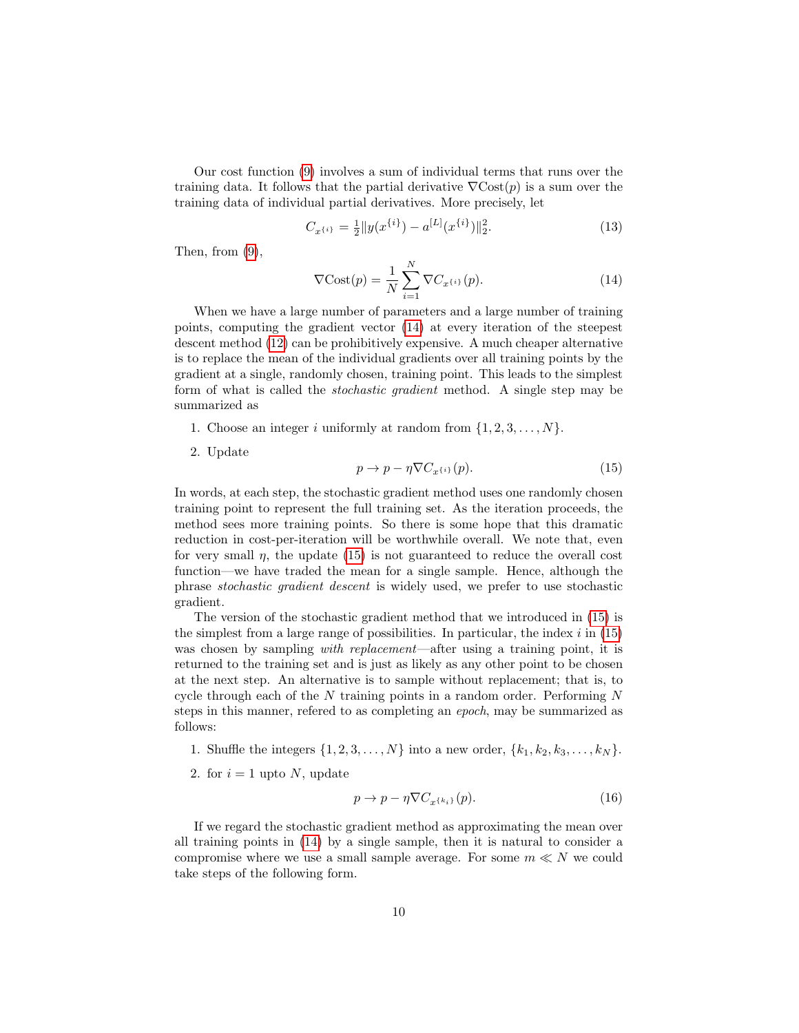Our cost function (9) involves a sum of individual terms that runs over the training data. It follows that the partial derivative $\nabla\mathrm{Cost}(p)$ is a sum over the training data of individual partial derivatives. More precisely, let

$$C_{x^{\{i\}}} = \tfrac{1}{2}\|y(x^{\{i\}}) - a^{[L]}(x^{\{i\}})\|_2^2. \tag{13}$$

Then, from (9),

$$\nabla\mathrm{Cost}(p) = \frac{1}{N}\sum_{i=1}^{N} \nabla C_{x^{\{i\}}}(p). \tag{14}$$

When we have a large number of parameters and a large number of training points, computing the gradient vector (14) at every iteration of the steepest descent method (12) can be prohibitively expensive. A much cheaper alternative is to replace the mean of the individual gradients over all training points by the gradient at a single, randomly chosen, training point. This leads to the simplest form of what is called the *stochastic gradient* method. A single step may be summarized as

1. Choose an integer $i$ uniformly at random from $\{1, 2, 3, \ldots, N\}$.
2. Update
$$p \to p - \eta \nabla C_{x^{\{i\}}}(p). \tag{15}$$

In words, at each step, the stochastic gradient method uses one randomly chosen training point to represent the full training set. As the iteration proceeds, the method sees more training points. So there is some hope that this dramatic reduction in cost-per-iteration will be worthwhile overall. We note that, even for very small $\eta$, the update (15) is not guaranteed to reduce the overall cost function—we have traded the mean for a single sample. Hence, although the phrase *stochastic gradient descent* is widely used, we prefer to use stochastic gradient.

The version of the stochastic gradient method that we introduced in (15) is the simplest from a large range of possibilities. In particular, the index $i$ in (15) was chosen by sampling *with replacement*—after using a training point, it is returned to the training set and is just as likely as any other point to be chosen at the next step. An alternative is to sample without replacement; that is, to cycle through each of the $N$ training points in a random order. Performing $N$ steps in this manner, refered to as completing an *epoch*, may be summarized as follows:

1. Shuffle the integers $\{1, 2, 3, \ldots, N\}$ into a new order, $\{k_1, k_2, k_3, \ldots, k_N\}$.
2. for $i = 1$ upto $N$, update
$$p \to p - \eta \nabla C_{x^{\{k_i\}}}(p). \tag{16}$$

If we regard the stochastic gradient method as approximating the mean over all training points in (14) by a single sample, then it is natural to consider a compromise where we use a small sample average. For some $m \ll N$ we could take steps of the following form.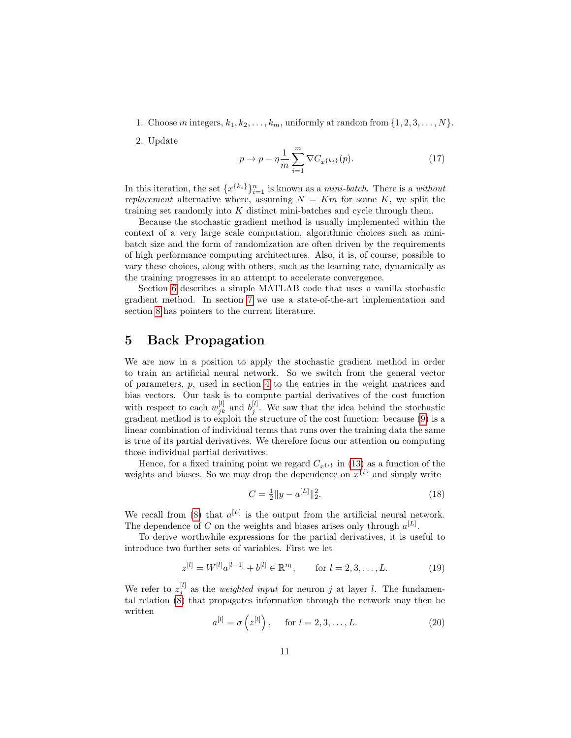1. Choose $m$ integers, $k_1, k_2, \ldots, k_m$, uniformly at random from $\{1, 2, 3, \ldots, N\}$.
2. Update

$$p \to p - \eta \frac{1}{m} \sum_{i=1}^{m} \nabla C_{x^{\{k_i\}}}(p). \tag{17}$$

In this iteration, the set $\{x^{\{k_i\}}\}_{i=1}^{n}$ is known as a *mini-batch*. There is a *without replacement* alternative where, assuming $N = Km$ for some $K$, we split the training set randomly into $K$ distinct mini-batches and cycle through them.

Because the stochastic gradient method is usually implemented within the context of a very large scale computation, algorithmic choices such as mini-batch size and the form of randomization are often driven by the requirements of high performance computing architectures. Also, it is, of course, possible to vary these choices, along with others, such as the learning rate, dynamically as the training progresses in an attempt to accelerate convergence.

Section 6 describes a simple MATLAB code that uses a vanilla stochastic gradient method. In section 7 we use a state-of-the-art implementation and section 8 has pointers to the current literature.

## 5 Back Propagation

We are now in a position to apply the stochastic gradient method in order to train an artificial neural network. So we switch from the general vector of parameters, $p$, used in section 4 to the entries in the weight matrices and bias vectors. Our task is to compute partial derivatives of the cost function with respect to each $w_{jk}^{[l]}$ and $b_j^{[l]}$. We saw that the idea behind the stochastic gradient method is to exploit the structure of the cost function: because (9) is a linear combination of individual terms that runs over the training data the same is true of its partial derivatives. We therefore focus our attention on computing those individual partial derivatives.

Hence, for a fixed training point we regard $C_{x^{\{i\}}}$ in (13) as a function of the weights and biases. So we may drop the dependence on $x^{\{i\}}$ and simply write

$$C = \tfrac{1}{2} \| y - a^{[L]} \|_2^2. \tag{18}$$

We recall from (8) that $a^{[L]}$ is the output from the artificial neural network. The dependence of $C$ on the weights and biases arises only through $a^{[L]}$.

To derive worthwhile expressions for the partial derivatives, it is useful to introduce two further sets of variables. First we let

$$z^{[l]} = W^{[l]} a^{[l-1]} + b^{[l]} \in \mathbb{R}^{n_l}, \qquad \text{for } l = 2, 3, \ldots, L. \tag{19}$$

We refer to $z_j^{[l]}$ as the *weighted input* for neuron $j$ at layer $l$. The fundamental relation (8) that propagates information through the network may then be written

$$a^{[l]} = \sigma\left(z^{[l]}\right), \qquad \text{for } l = 2, 3, \ldots, L. \tag{20}$$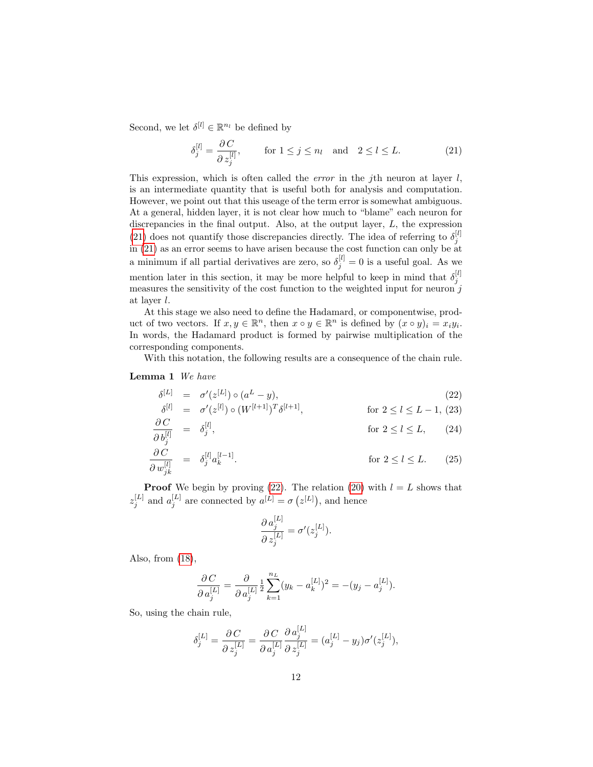Second, we let $\delta^{[l]} \in \mathbb{R}^{n_l}$ be defined by

$$\delta_j^{[l]} = \frac{\partial C}{\partial z_j^{[l]}}, \qquad \text{for } 1 \le j \le n_l \quad \text{and} \quad 2 \le l \le L. \tag{21}$$

This expression, which is often called the *error* in the $j$th neuron at layer $l$, is an intermediate quantity that is useful both for analysis and computation. However, we point out that this useage of the term error is somewhat ambiguous. At a general, hidden layer, it is not clear how much to "blame" each neuron for discrepancies in the final output. Also, at the output layer, $L$, the expression (21) does not quantify those discrepancies directly. The idea of referring to $\delta_j^{[l]}$ in (21) as an error seems to have arisen because the cost function can only be at a minimum if all partial derivatives are zero, so $\delta_j^{[l]} = 0$ is a useful goal. As we mention later in this section, it may be more helpful to keep in mind that $\delta_j^{[l]}$ measures the sensitivity of the cost function to the weighted input for neuron $j$ at layer $l$.

At this stage we also need to define the Hadamard, or componentwise, product of two vectors. If $x, y \in \mathbb{R}^n$, then $x \circ y \in \mathbb{R}^n$ is defined by $(x \circ y)_i = x_i y_i$. In words, the Hadamard product is formed by pairwise multiplication of the corresponding components.

With this notation, the following results are a consequence of the chain rule.

**Lemma 1** *We have*

$$\delta^{[L]} = \sigma'(z^{[L]}) \circ (a^L - y), \tag{22}$$

$$\delta^{[l]} = \sigma'(z^{[l]}) \circ (W^{[l+1]})^T \delta^{[l+1]}, \qquad \text{for } 2 \le l \le L-1, \tag{23}$$

$$\frac{\partial C}{\partial b_j^{[l]}} = \delta_j^{[l]}, \qquad \text{for } 2 \le l \le L, \tag{24}$$

$$\frac{\partial C}{\partial w_{jk}^{[l]}} = \delta_j^{[l]} a_k^{[l-1]}. \qquad \text{for } 2 \le l \le L. \tag{25}$$

**Proof** We begin by proving (22). The relation (20) with $l = L$ shows that $z_j^{[L]}$ and $a_j^{[L]}$ are connected by $a^{[L]} = \sigma\left(z^{[L]}\right)$, and hence

$$\frac{\partial a_j^{[L]}}{\partial z_j^{[L]}} = \sigma'(z_j^{[L]}).$$

Also, from (18),

$$\frac{\partial C}{\partial a_j^{[L]}} = \frac{\partial}{\partial a_j^{[L]}} \frac{1}{2} \sum_{k=1}^{n_L} (y_k - a_k^{[L]})^2 = -(y_j - a_j^{[L]}).$$

So, using the chain rule,

$$\delta_j^{[L]} = \frac{\partial C}{\partial z_j^{[L]}} = \frac{\partial C}{\partial a_j^{[L]}} \frac{\partial a_j^{[L]}}{\partial z_j^{[L]}} = (a_j^{[L]} - y_j)\sigma'(z_j^{[L]}),$$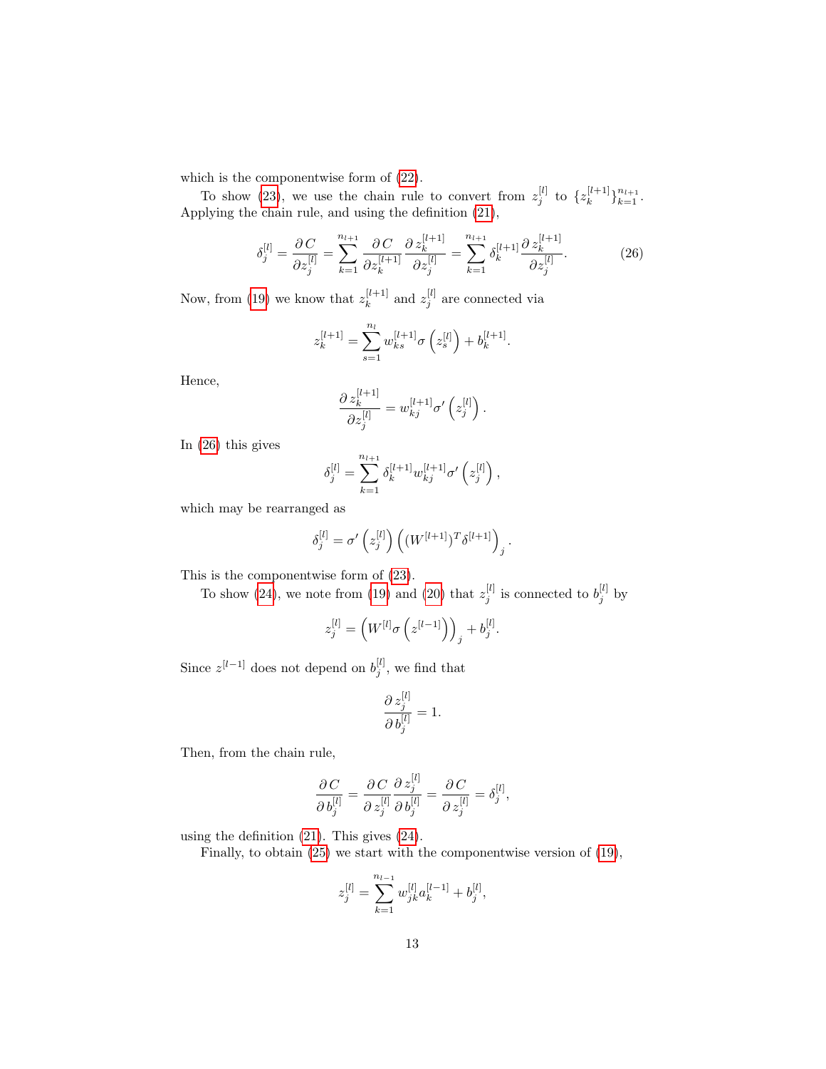which is the componentwise form of (22).

To show (23), we use the chain rule to convert from $z_j^{[l]}$ to $\{z_k^{[l+1]}\}_{k=1}^{n_{l+1}}$. Applying the chain rule, and using the definition (21),

$$\delta_j^{[l]} = \frac{\partial C}{\partial z_j^{[l]}} = \sum_{k=1}^{n_{l+1}} \frac{\partial C}{\partial z_k^{[l+1]}} \frac{\partial z_k^{[l+1]}}{\partial z_j^{[l]}} = \sum_{k=1}^{n_{l+1}} \delta_k^{[l+1]} \frac{\partial z_k^{[l+1]}}{\partial z_j^{[l]}}. \tag{26}$$

Now, from (19) we know that $z_k^{[l+1]}$ and $z_j^{[l]}$ are connected via

$$z_k^{[l+1]} = \sum_{s=1}^{n_l} w_{ks}^{[l+1]} \sigma\left(z_s^{[l]}\right) + b_k^{[l+1]}.$$

Hence,

$$\frac{\partial z_k^{[l+1]}}{\partial z_j^{[l]}} = w_{kj}^{[l+1]} \sigma'\left(z_j^{[l]}\right).$$

In (26) this gives

$$\delta_j^{[l]} = \sum_{k=1}^{n_{l+1}} \delta_k^{[l+1]} w_{kj}^{[l+1]} \sigma'\left(z_j^{[l]}\right),$$

which may be rearranged as

$$\delta_j^{[l]} = \sigma'\left(z_j^{[l]}\right) \left((W^{[l+1]})^T \delta^{[l+1]}\right)_j.$$

This is the componentwise form of (23).

To show (24), we note from (19) and (20) that $z_j^{[l]}$ is connected to $b_j^{[l]}$ by

$$z_j^{[l]} = \left(W^{[l]} \sigma\left(z^{[l-1]}\right)\right)_j + b_j^{[l]}.$$

Since $z^{[l-1]}$ does not depend on $b_j^{[l]}$, we find that

$$\frac{\partial z_j^{[l]}}{\partial b_j^{[l]}} = 1.$$

Then, from the chain rule,

$$\frac{\partial C}{\partial b_j^{[l]}} = \frac{\partial C}{\partial z_j^{[l]}} \frac{\partial z_j^{[l]}}{\partial b_j^{[l]}} = \frac{\partial C}{\partial z_j^{[l]}} = \delta_j^{[l]},$$

using the definition (21). This gives (24).

Finally, to obtain (25) we start with the componentwise version of (19),

$$z_j^{[l]} = \sum_{k=1}^{n_{l-1}} w_{jk}^{[l]} a_k^{[l-1]} + b_j^{[l]},$$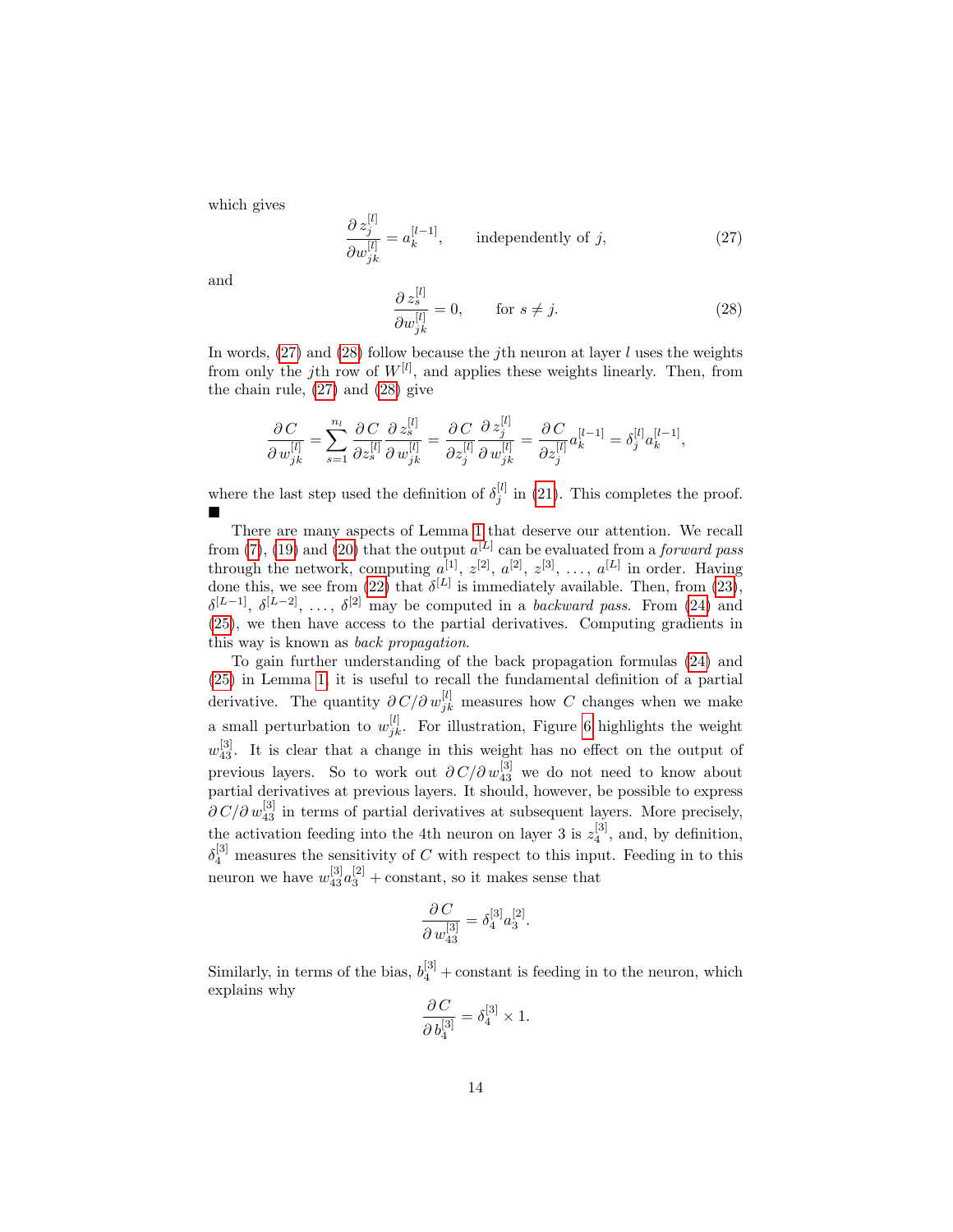which gives

$$\frac{\partial z_j^{[l]}}{\partial w_{jk}^{[l]}} = a_k^{[l-1]}, \qquad \text{independently of } j, \tag{27}$$

and

$$\frac{\partial z_s^{[l]}}{\partial w_{jk}^{[l]}} = 0, \qquad \text{for } s \neq j. \tag{28}$$

In words, (27) and (28) follow because the $j$th neuron at layer $l$ uses the weights from only the $j$th row of $W^{[l]}$, and applies these weights linearly. Then, from the chain rule, (27) and (28) give

$$\frac{\partial C}{\partial w_{jk}^{[l]}} = \sum_{s=1}^{n_l} \frac{\partial C}{\partial z_s^{[l]}} \frac{\partial z_s^{[l]}}{\partial w_{jk}^{[l]}} = \frac{\partial C}{\partial z_j^{[l]}} \frac{\partial z_j^{[l]}}{\partial w_{jk}^{[l]}} = \frac{\partial C}{\partial z_j^{[l]}} a_k^{[l-1]} = \delta_j^{[l]} a_k^{[l-1]},$$

where the last step used the definition of $\delta_j^{[l]}$ in (21). This completes the proof. ■

There are many aspects of Lemma 1 that deserve our attention. We recall from (7), (19) and (20) that the output $a^{[L]}$ can be evaluated from a *forward pass* through the network, computing $a^{[1]}$, $z^{[2]}$, $a^{[2]}$, $z^{[3]}$, ..., $a^{[L]}$ in order. Having done this, we see from (22) that $\delta^{[L]}$ is immediately available. Then, from (23), $\delta^{[L-1]}$, $\delta^{[L-2]}$, ..., $\delta^{[2]}$ may be computed in a *backward pass*. From (24) and (25), we then have access to the partial derivatives. Computing gradients in this way is known as *back propagation*.

To gain further understanding of the back propagation formulas (24) and (25) in Lemma 1, it is useful to recall the fundamental definition of a partial derivative. The quantity $\partial C / \partial w_{jk}^{[l]}$ measures how $C$ changes when we make a small perturbation to $w_{jk}^{[l]}$. For illustration, Figure 6 highlights the weight $w_{43}^{[3]}$. It is clear that a change in this weight has no effect on the output of previous layers. So to work out $\partial C / \partial w_{43}^{[3]}$ we do not need to know about partial derivatives at previous layers. It should, however, be possible to express $\partial C / \partial w_{43}^{[3]}$ in terms of partial derivatives at subsequent layers. More precisely, the activation feeding into the 4th neuron on layer 3 is $z_4^{[3]}$, and, by definition, $\delta_4^{[3]}$ measures the sensitivity of $C$ with respect to this input. Feeding in to this neuron we have $w_{43}^{[3]} a_3^{[2]} + \text{constant}$, so it makes sense that

$$\frac{\partial C}{\partial w_{43}^{[3]}} = \delta_4^{[3]} a_3^{[2]}.$$

Similarly, in terms of the bias, $b_4^{[3]} + \text{constant}$ is feeding in to the neuron, which explains why

$$\frac{\partial C}{\partial b_4^{[3]}} = \delta_4^{[3]} \times 1.$$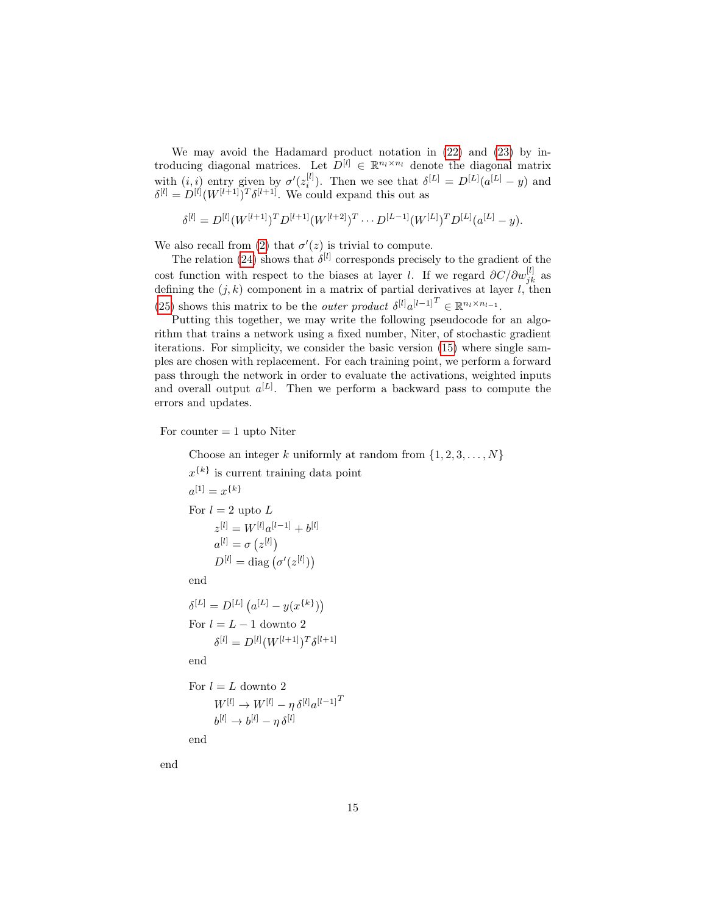We may avoid the Hadamard product notation in (22) and (23) by introducing diagonal matrices. Let $D^{[l]} \in \mathbb{R}^{n_l \times n_l}$ denote the diagonal matrix with $(i,i)$ entry given by $\sigma'(z_i^{[l]})$. Then we see that $\delta^{[L]} = D^{[L]}(a^{[L]} - y)$ and $\delta^{[l]} = D^{[l]}(W^{[l+1]})^T \delta^{[l+1]}$. We could expand this out as

$$\delta^{[l]} = D^{[l]}(W^{[l+1]})^T D^{[l+1]}(W^{[l+2]})^T \cdots D^{[L-1]}(W^{[L]})^T D^{[L]}(a^{[L]} - y).$$

We also recall from (2) that $\sigma'(z)$ is trivial to compute.

The relation (24) shows that $\delta^{[l]}$ corresponds precisely to the gradient of the cost function with respect to the biases at layer $l$. If we regard $\partial C / \partial w_{jk}^{[l]}$ as defining the $(j,k)$ component in a matrix of partial derivatives at layer $l$, then (25) shows this matrix to be the *outer product* $\delta^{[l]} {a^{[l-1]}}^T \in \mathbb{R}^{n_l \times n_{l-1}}$.

Putting this together, we may write the following pseudocode for an algorithm that trains a network using a fixed number, Niter, of stochastic gradient iterations. For simplicity, we consider the basic version (15) where single samples are chosen with replacement. For each training point, we perform a forward pass through the network in order to evaluate the activations, weighted inputs and overall output $a^{[L]}$. Then we perform a backward pass to compute the errors and updates.

For counter = 1 upto Niter

> Choose an integer $k$ uniformly at random from $\{1, 2, 3, \ldots, N\}$
>
> $x^{\{k\}}$ is current training data point
>
> $a^{[1]} = x^{\{k\}}$
>
> For $l = 2$ upto $L$
>
> > $z^{[l]} = W^{[l]} a^{[l-1]} + b^{[l]}$
> >
> > $a^{[l]} = \sigma\left(z^{[l]}\right)$
> >
> > $D^{[l]} = \mathrm{diag}\left(\sigma'(z^{[l]})\right)$
>
> end
>
> $\delta^{[L]} = D^{[L]}\left(a^{[L]} - y(x^{\{k\}})\right)$
>
> For $l = L-1$ downto 2
>
> > $\delta^{[l]} = D^{[l]}(W^{[l+1]})^T \delta^{[l+1]}$
>
> end
>
> For $l = L$ downto 2
>
> > $W^{[l]} \to W^{[l]} - \eta\, \delta^{[l]} {a^{[l-1]}}^T$
> >
> > $b^{[l]} \to b^{[l]} - \eta\, \delta^{[l]}$
>
> end

end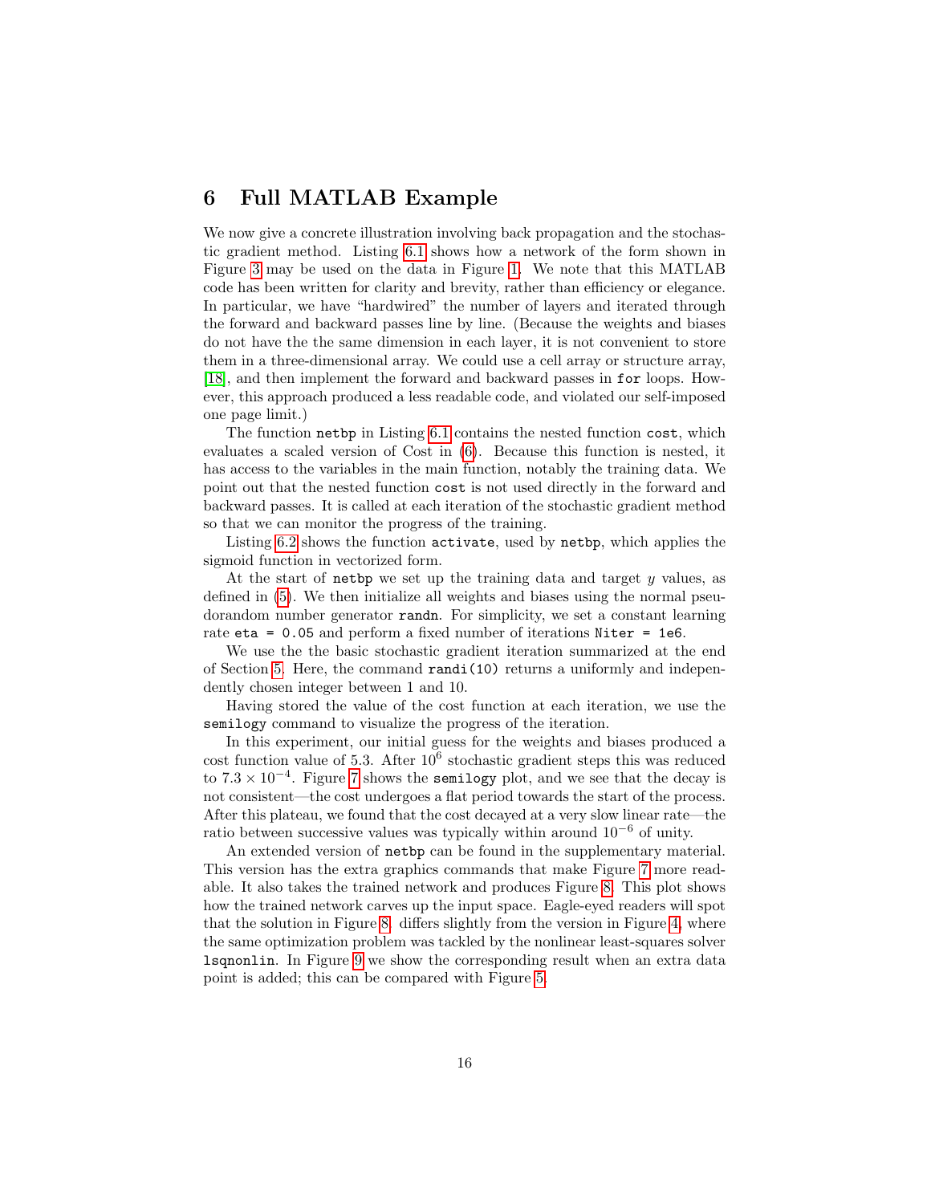## 6 Full MATLAB Example

We now give a concrete illustration involving back propagation and the stochastic gradient method. Listing 6.1 shows how a network of the form shown in Figure 3 may be used on the data in Figure 1. We note that this MATLAB code has been written for clarity and brevity, rather than efficiency or elegance. In particular, we have "hardwired" the number of layers and iterated through the forward and backward passes line by line. (Because the weights and biases do not have the the same dimension in each layer, it is not convenient to store them in a three-dimensional array. We could use a cell array or structure array, [18], and then implement the forward and backward passes in `for` loops. However, this approach produced a less readable code, and violated our self-imposed one page limit.)

The function `netbp` in Listing 6.1 contains the nested function `cost`, which evaluates a scaled version of Cost in (6). Because this function is nested, it has access to the variables in the main function, notably the training data. We point out that the nested function `cost` is not used directly in the forward and backward passes. It is called at each iteration of the stochastic gradient method so that we can monitor the progress of the training.

Listing 6.2 shows the function `activate`, used by `netbp`, which applies the sigmoid function in vectorized form.

At the start of `netbp` we set up the training data and target $y$ values, as defined in (5). We then initialize all weights and biases using the normal pseudorandom number generator `randn`. For simplicity, we set a constant learning rate `eta = 0.05` and perform a fixed number of iterations `Niter = 1e6`.

We use the the basic stochastic gradient iteration summarized at the end of Section 5. Here, the command `randi(10)` returns a uniformly and independently chosen integer between 1 and 10.

Having stored the value of the cost function at each iteration, we use the `semilogy` command to visualize the progress of the iteration.

In this experiment, our initial guess for the weights and biases produced a cost function value of 5.3. After $10^6$ stochastic gradient steps this was reduced to $7.3 \times 10^{-4}$. Figure 7 shows the `semilogy` plot, and we see that the decay is not consistent—the cost undergoes a flat period towards the start of the process. After this plateau, we found that the cost decayed at a very slow linear rate—the ratio between successive values was typically within around $10^{-6}$ of unity.

An extended version of `netbp` can be found in the supplementary material. This version has the extra graphics commands that make Figure 7 more readable. It also takes the trained network and produces Figure 8. This plot shows how the trained network carves up the input space. Eagle-eyed readers will spot that the solution in Figure 8. differs slightly from the version in Figure 4, where the same optimization problem was tackled by the nonlinear least-squares solver `lsqnonlin`. In Figure 9 we show the corresponding result when an extra data point is added; this can be compared with Figure 5.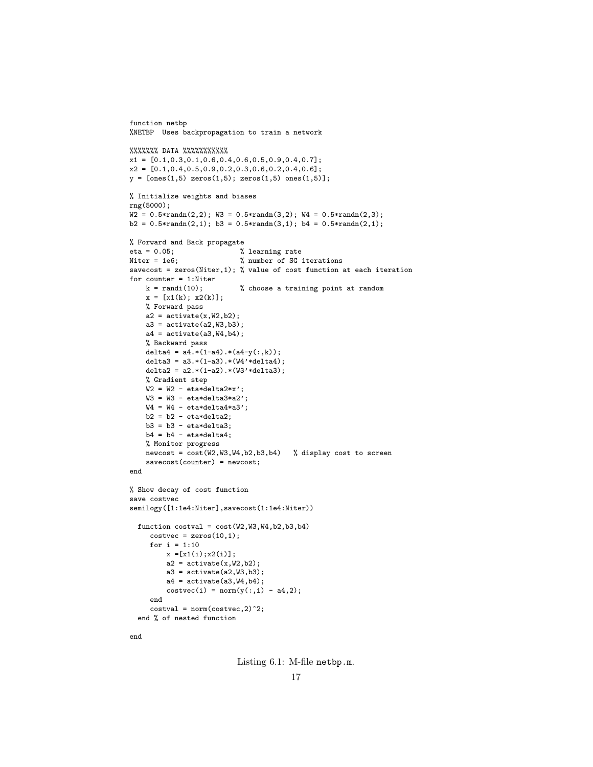```
function netbp
%NETBP  Uses backpropagation to train a network

%%%%%%% DATA %%%%%%%%%%%
x1 = [0.1,0.3,0.1,0.6,0.4,0.6,0.5,0.9,0.4,0.7];
x2 = [0.1,0.4,0.5,0.9,0.2,0.3,0.6,0.2,0.4,0.6];
y = [ones(1,5) zeros(1,5); zeros(1,5) ones(1,5)];

% Initialize weights and biases
rng(5000);
W2 = 0.5*randn(2,2); W3 = 0.5*randn(3,2); W4 = 0.5*randn(2,3);
b2 = 0.5*randn(2,1); b3 = 0.5*randn(3,1); b4 = 0.5*randn(2,1);

% Forward and Back propagate
eta = 0.05;                % learning rate
Niter = 1e6;               % number of SG iterations
savecost = zeros(Niter,1); % value of cost function at each iteration
for counter = 1:Niter
    k = randi(10);         % choose a training point at random
    x = [x1(k); x2(k)];
    % Forward pass
    a2 = activate(x,W2,b2);
    a3 = activate(a2,W3,b3);
    a4 = activate(a3,W4,b4);
    % Backward pass
    delta4 = a4.*(1-a4).*(a4-y(:,k));
    delta3 = a3.*(1-a3).*(W4'*delta4);
    delta2 = a2.*(1-a2).*(W3'*delta3);
    % Gradient step
    W2 = W2 - eta*delta2*x';
    W3 = W3 - eta*delta3*a2';
    W4 = W4 - eta*delta4*a3';
    b2 = b2 - eta*delta2;
    b3 = b3 - eta*delta3;
    b4 = b4 - eta*delta4;
    % Monitor progress
    newcost = cost(W2,W3,W4,b2,b3,b4)   % display cost to screen
    savecost(counter) = newcost;
end

% Show decay of cost function
save costvec
semilogy([1:1e4:Niter],savecost(1:1e4:Niter))

  function costval = cost(W2,W3,W4,b2,b3,b4)
     costvec = zeros(10,1);
     for i = 1:10
         x =[x1(i);x2(i)];
         a2 = activate(x,W2,b2);
         a3 = activate(a2,W3,b3);
         a4 = activate(a3,W4,b4);
         costvec(i) = norm(y(:,i) - a4,2);
     end
     costval = norm(costvec,2)^2;
  end % of nested function

end
```

Listing 6.1: M-file `netbp.m`.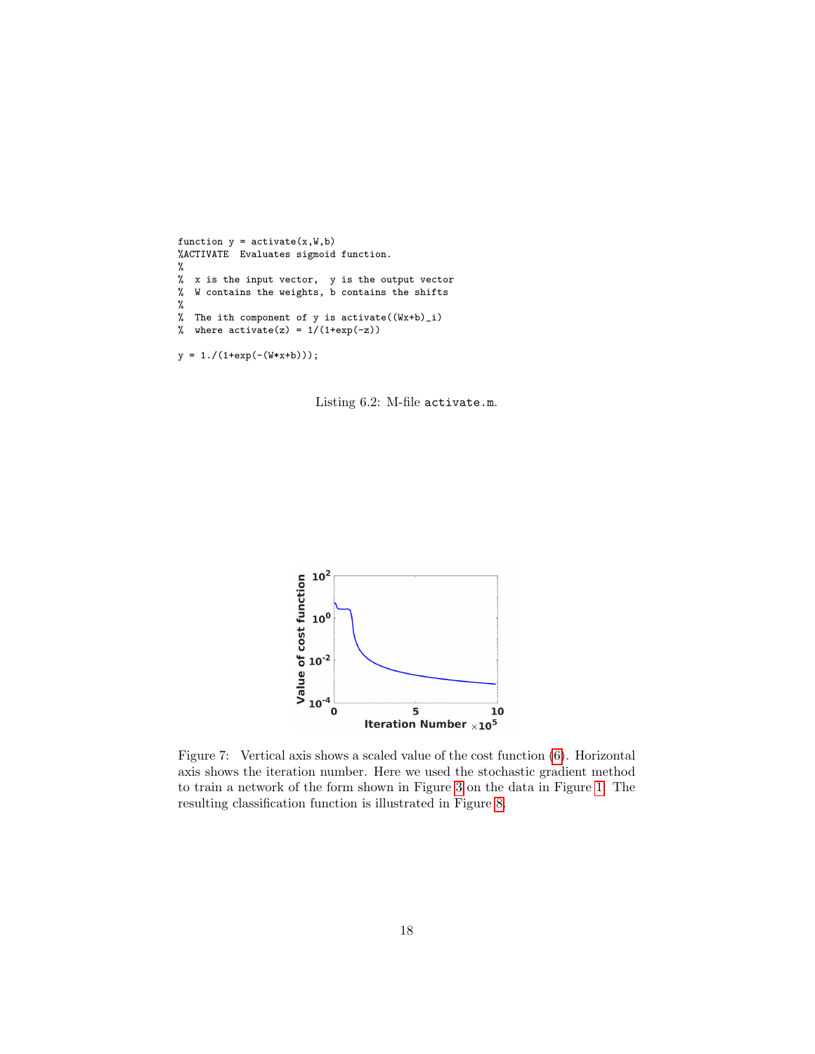```
function y = activate(x,W,b)
%ACTIVATE  Evaluates sigmoid function.
%
%  x is the input vector,  y is the output vector
%  W contains the weights, b contains the shifts
%
%  The ith component of y is activate((Wx+b)_i)
%  where activate(z) = 1/(1+exp(-z))

y = 1./(1+exp(-(W*x+b)));
```

Listing 6.2: M-file `activate.m`.

Value of cost function

$10^{2}$

$10^{0}$

$10^{-2}$

$10^{-4}$

0

5

10

Iteration Number $\times 10^{5}$

Figure 7: Vertical axis shows a scaled value of the cost function (6). Horizontal axis shows the iteration number. Here we used the stochastic gradient method to train a network of the form shown in Figure 3 on the data in Figure 1. The resulting classification function is illustrated in Figure 8.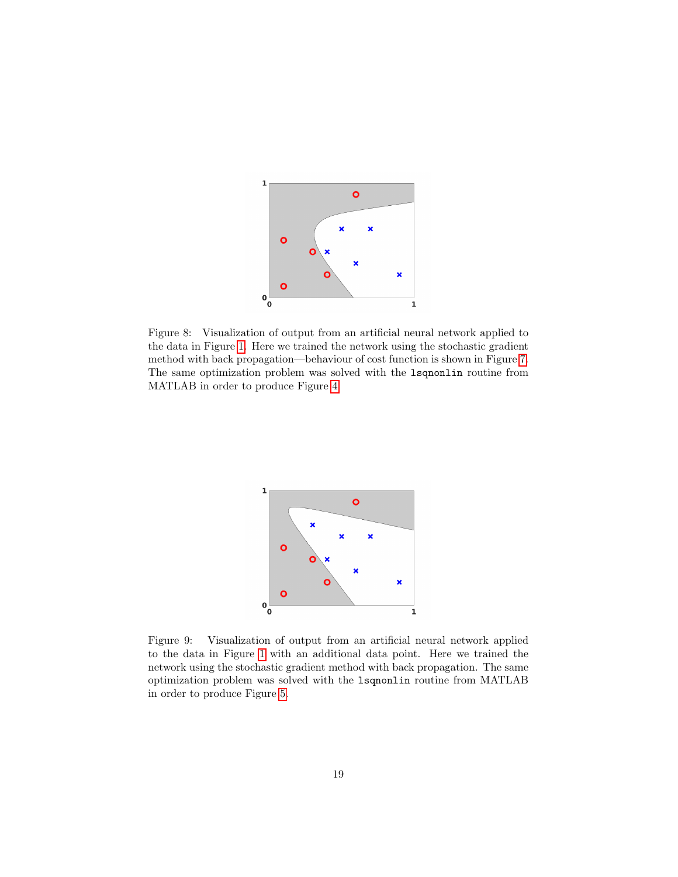1

0

0

1

Figure 8: Visualization of output from an artificial neural network applied to the data in Figure 1. Here we trained the network using the stochastic gradient method with back propagation—behaviour of cost function is shown in Figure 7. The same optimization problem was solved with the `lsqnonlin` routine from MATLAB in order to produce Figure 4.

1

0

0

1

Figure 9: Visualization of output from an artificial neural network applied to the data in Figure 1 with an additional data point. Here we trained the network using the stochastic gradient method with back propagation. The same optimization problem was solved with the `lsqnonlin` routine from MATLAB in order to produce Figure 5.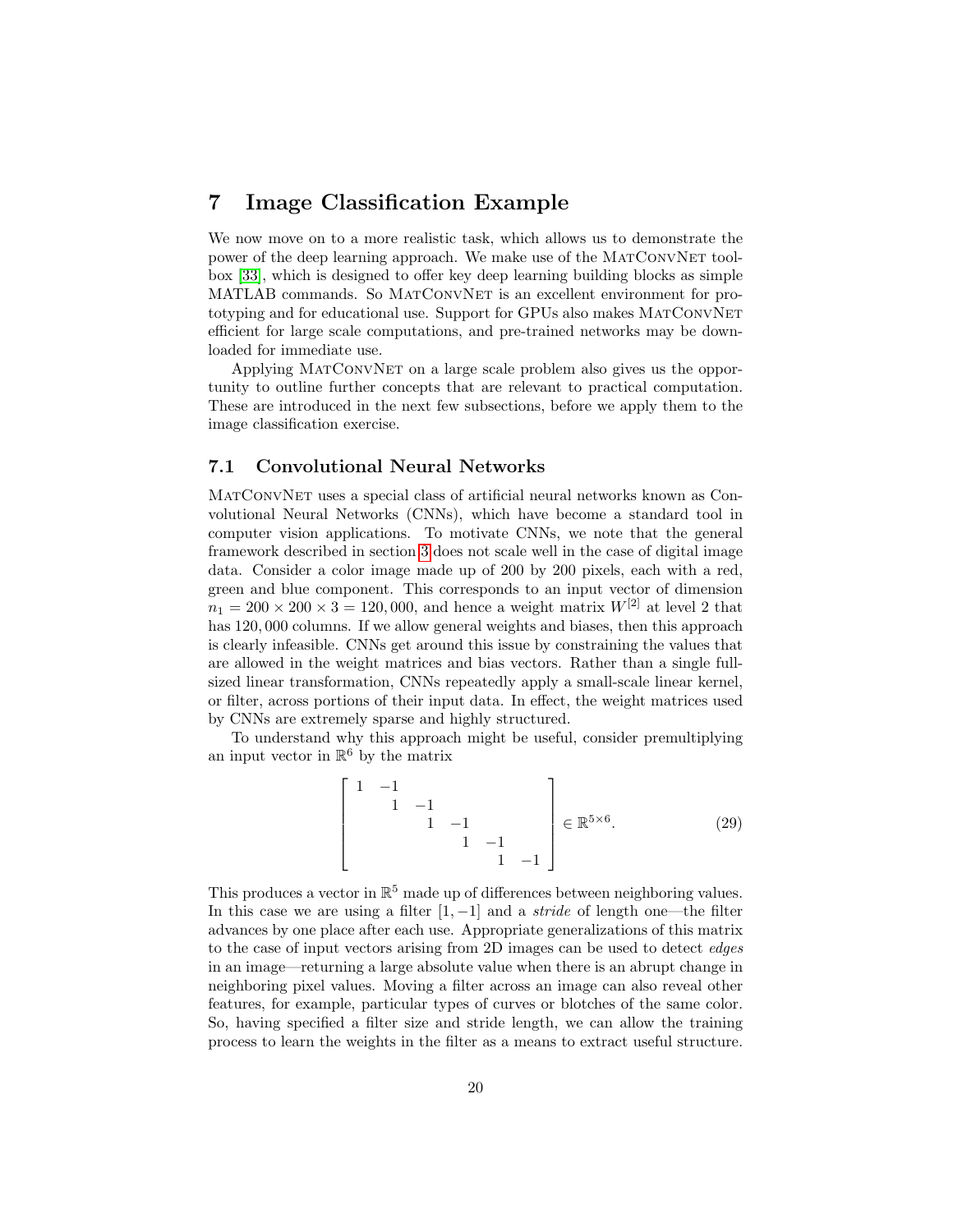# 7 Image Classification Example

We now move on to a more realistic task, which allows us to demonstrate the power of the deep learning approach. We make use of the MatConvNet toolbox [33], which is designed to offer key deep learning building blocks as simple MATLAB commands. So MatConvNet is an excellent environment for prototyping and for educational use. Support for GPUs also makes MatConvNet efficient for large scale computations, and pre-trained networks may be downloaded for immediate use.

Applying MatConvNet on a large scale problem also gives us the opportunity to outline further concepts that are relevant to practical computation. These are introduced in the next few subsections, before we apply them to the image classification exercise.

## 7.1 Convolutional Neural Networks

MatConvNet uses a special class of artificial neural networks known as Convolutional Neural Networks (CNNs), which have become a standard tool in computer vision applications. To motivate CNNs, we note that the general framework described in section 3 does not scale well in the case of digital image data. Consider a color image made up of 200 by 200 pixels, each with a red, green and blue component. This corresponds to an input vector of dimension $n_1 = 200 \times 200 \times 3 = 120{,}000$, and hence a weight matrix $W^{[2]}$ at level 2 that has $120{,}000$ columns. If we allow general weights and biases, then this approach is clearly infeasible. CNNs get around this issue by constraining the values that are allowed in the weight matrices and bias vectors. Rather than a single full-sized linear transformation, CNNs repeatedly apply a small-scale linear kernel, or filter, across portions of their input data. In effect, the weight matrices used by CNNs are extremely sparse and highly structured.

To understand why this approach might be useful, consider premultiplying an input vector in $\mathbb{R}^6$ by the matrix

$$
\begin{bmatrix}
1 & -1 & & & & \\
 & 1 & -1 & & & \\
 & & 1 & -1 & & \\
 & & & 1 & -1 & \\
 & & & & 1 & -1
\end{bmatrix} \in \mathbb{R}^{5 \times 6}. \tag{29}
$$

This produces a vector in $\mathbb{R}^5$ made up of differences between neighboring values. In this case we are using a filter $[1, -1]$ and a *stride* of length one—the filter advances by one place after each use. Appropriate generalizations of this matrix to the case of input vectors arising from 2D images can be used to detect *edges* in an image—returning a large absolute value when there is an abrupt change in neighboring pixel values. Moving a filter across an image can also reveal other features, for example, particular types of curves or blotches of the same color. So, having specified a filter size and stride length, we can allow the training process to learn the weights in the filter as a means to extract useful structure.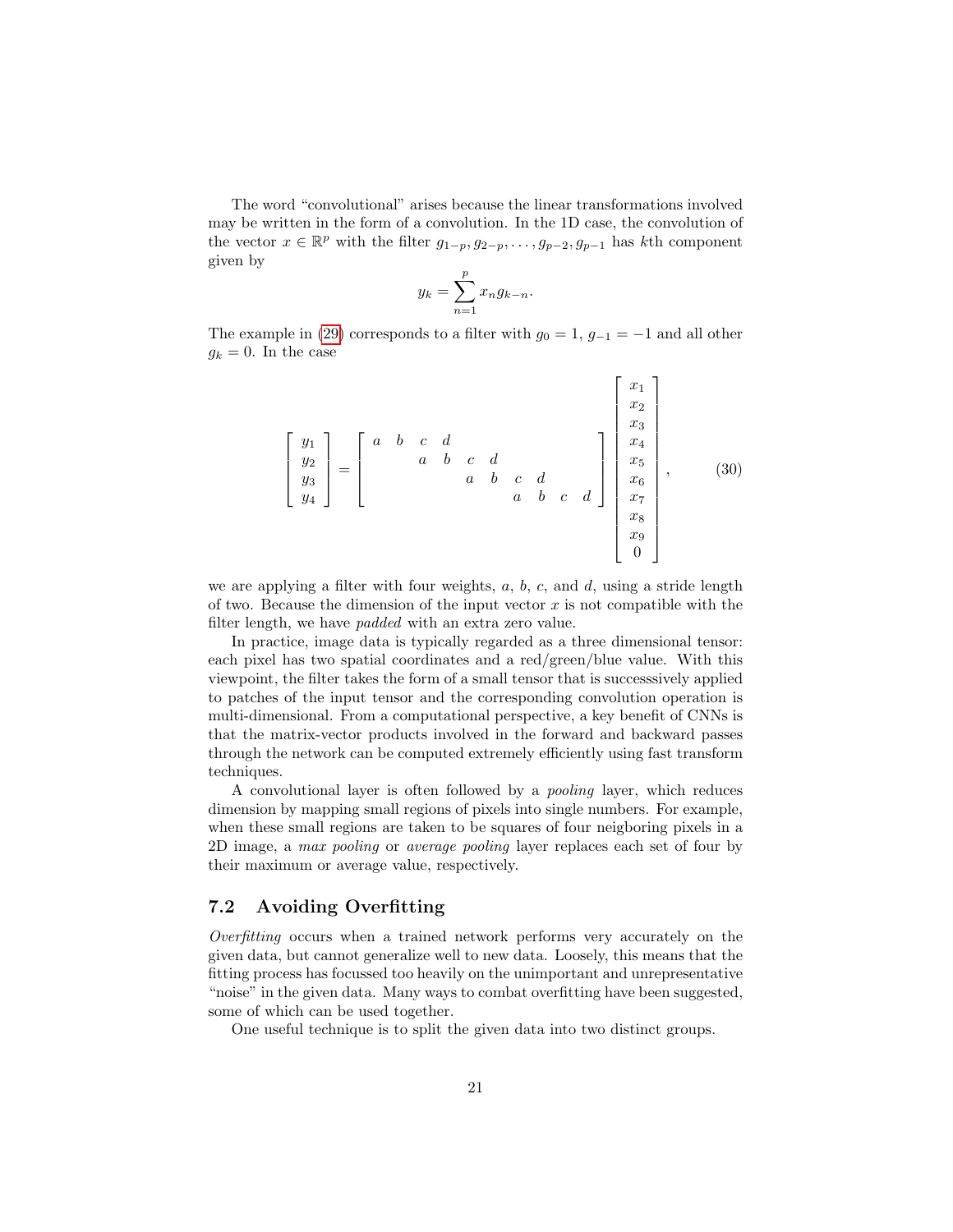The word "convolutional" arises because the linear transformations involved may be written in the form of a convolution. In the 1D case, the convolution of the vector $x \in \mathbb{R}^p$ with the filter $g_{1-p}, g_{2-p}, \ldots, g_{p-2}, g_{p-1}$ has $k$th component given by

$$
y_k = \sum_{n=1}^{p} x_n g_{k-n}.
$$

The example in (29) corresponds to a filter with $g_0 = 1$, $g_{-1} = -1$ and all other $g_k = 0$. In the case

$$
\begin{bmatrix} y_1 \\ y_2 \\ y_3 \\ y_4 \end{bmatrix} = \begin{bmatrix} a & b & c & d & & & & & & \\ & & a & b & c & d & & & & \\ & & & & a & b & c & d & & \\ & & & & & & a & b & c & d \end{bmatrix} \begin{bmatrix} x_1 \\ x_2 \\ x_3 \\ x_4 \\ x_5 \\ x_6 \\ x_7 \\ x_8 \\ x_9 \\ 0 \end{bmatrix}, \tag{30}
$$

we are applying a filter with four weights, $a$, $b$, $c$, and $d$, using a stride length of two. Because the dimension of the input vector $x$ is not compatible with the filter length, we have *padded* with an extra zero value.

In practice, image data is typically regarded as a three dimensional tensor: each pixel has two spatial coordinates and a red/green/blue value. With this viewpoint, the filter takes the form of a small tensor that is successsively applied to patches of the input tensor and the corresponding convolution operation is multi-dimensional. From a computational perspective, a key benefit of CNNs is that the matrix-vector products involved in the forward and backward passes through the network can be computed extremely efficiently using fast transform techniques.

A convolutional layer is often followed by a *pooling* layer, which reduces dimension by mapping small regions of pixels into single numbers. For example, when these small regions are taken to be squares of four neigboring pixels in a 2D image, a *max pooling* or *average pooling* layer replaces each set of four by their maximum or average value, respectively.

## 7.2 Avoiding Overfitting

*Overfitting* occurs when a trained network performs very accurately on the given data, but cannot generalize well to new data. Loosely, this means that the fitting process has focussed too heavily on the unimportant and unrepresentative "noise" in the given data. Many ways to combat overfitting have been suggested, some of which can be used together.

One useful technique is to split the given data into two distinct groups.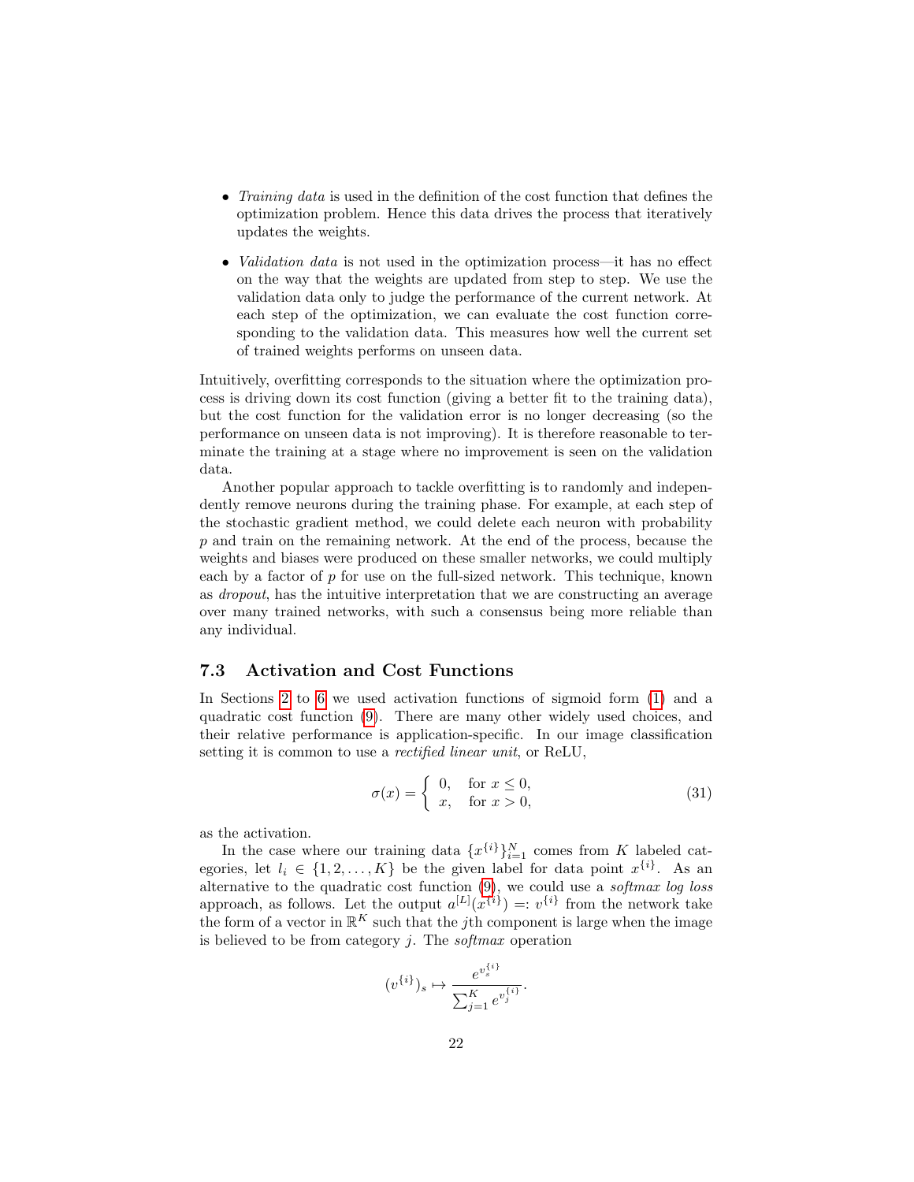- *Training data* is used in the definition of the cost function that defines the optimization problem. Hence this data drives the process that iteratively updates the weights.
- *Validation data* is not used in the optimization process—it has no effect on the way that the weights are updated from step to step. We use the validation data only to judge the performance of the current network. At each step of the optimization, we can evaluate the cost function corresponding to the validation data. This measures how well the current set of trained weights performs on unseen data.

Intuitively, overfitting corresponds to the situation where the optimization process is driving down its cost function (giving a better fit to the training data), but the cost function for the validation error is no longer decreasing (so the performance on unseen data is not improving). It is therefore reasonable to terminate the training at a stage where no improvement is seen on the validation data.

Another popular approach to tackle overfitting is to randomly and independently remove neurons during the training phase. For example, at each step of the stochastic gradient method, we could delete each neuron with probability $p$ and train on the remaining network. At the end of the process, because the weights and biases were produced on these smaller networks, we could multiply each by a factor of $p$ for use on the full-sized network. This technique, known as *dropout*, has the intuitive interpretation that we are constructing an average over many trained networks, with such a consensus being more reliable than any individual.

### 7.3 Activation and Cost Functions

In Sections 2 to 6 we used activation functions of sigmoid form (1) and a quadratic cost function (9). There are many other widely used choices, and their relative performance is application-specific. In our image classification setting it is common to use a *rectified linear unit*, or ReLU,

$$\sigma(x) = \begin{cases} 0, & \text{for } x \le 0, \\ x, & \text{for } x > 0, \end{cases} \tag{31}$$

as the activation.

In the case where our training data $\{x^{\{i\}}\}_{i=1}^{N}$ comes from $K$ labeled categories, let $l_i \in \{1, 2, \ldots, K\}$ be the given label for data point $x^{\{i\}}$. As an alternative to the quadratic cost function (9), we could use a *softmax log loss* approach, as follows. Let the output $a^{[L]}(x^{\{i\}}) =: v^{\{i\}}$ from the network take the form of a vector in $\mathbb{R}^K$ such that the $j$th component is large when the image is believed to be from category $j$. The *softmax* operation

$$(v^{\{i\}})_s \mapsto \frac{e^{v_s^{\{i\}}}}{\sum_{j=1}^{K} e^{v_j^{\{i\}}}}.$$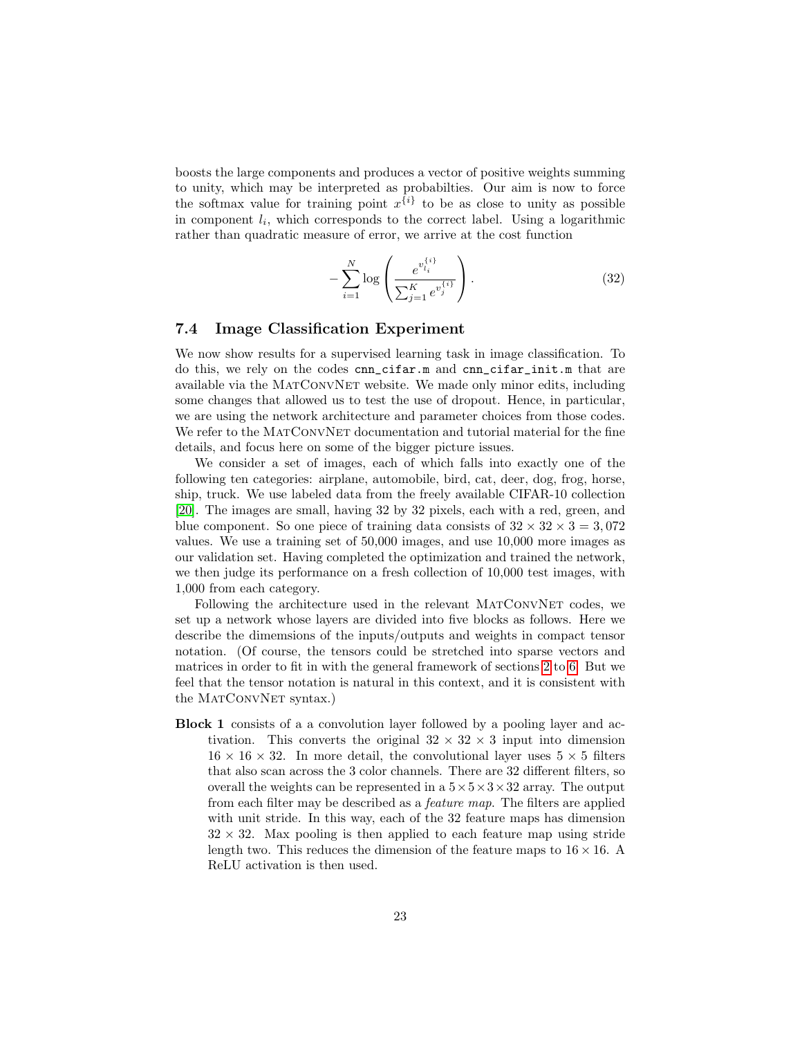boosts the large components and produces a vector of positive weights summing to unity, which may be interpreted as probabilties. Our aim is now to force the softmax value for training point $x^{\{i\}}$ to be as close to unity as possible in component $l_i$, which corresponds to the correct label. Using a logarithmic rather than quadratic measure of error, we arrive at the cost function

$$- \sum_{i=1}^{N} \log \left( \frac{e^{v_{l_i}^{\{i\}}}}{\sum_{j=1}^{K} e^{v_j^{\{i\}}}} \right). \tag{32}$$

### 7.4 Image Classification Experiment

We now show results for a supervised learning task in image classification. To do this, we rely on the codes `cnn_cifar.m` and `cnn_cifar_init.m` that are available via the MatConvNet website. We made only minor edits, including some changes that allowed us to test the use of dropout. Hence, in particular, we are using the network architecture and parameter choices from those codes. We refer to the MatConvNet documentation and tutorial material for the fine details, and focus here on some of the bigger picture issues.

We consider a set of images, each of which falls into exactly one of the following ten categories: airplane, automobile, bird, cat, deer, dog, frog, horse, ship, truck. We use labeled data from the freely available CIFAR-10 collection [20]. The images are small, having 32 by 32 pixels, each with a red, green, and blue component. So one piece of training data consists of $32 \times 32 \times 3 = 3,072$ values. We use a training set of 50,000 images, and use 10,000 more images as our validation set. Having completed the optimization and trained the network, we then judge its performance on a fresh collection of 10,000 test images, with 1,000 from each category.

Following the architecture used in the relevant MatConvNet codes, we set up a network whose layers are divided into five blocks as follows. Here we describe the dimemsions of the inputs/outputs and weights in compact tensor notation. (Of course, the tensors could be stretched into sparse vectors and matrices in order to fit in with the general framework of sections 2 to 6. But we feel that the tensor notation is natural in this context, and it is consistent with the MatConvNet syntax.)

**Block 1** consists of a a convolution layer followed by a pooling layer and activation. This converts the original $32 \times 32 \times 3$ input into dimension $16 \times 16 \times 32$. In more detail, the convolutional layer uses $5 \times 5$ filters that also scan across the 3 color channels. There are 32 different filters, so overall the weights can be represented in a $5 \times 5 \times 3 \times 32$ array. The output from each filter may be described as a *feature map*. The filters are applied with unit stride. In this way, each of the 32 feature maps has dimension $32 \times 32$. Max pooling is then applied to each feature map using stride length two. This reduces the dimension of the feature maps to $16 \times 16$. A ReLU activation is then used.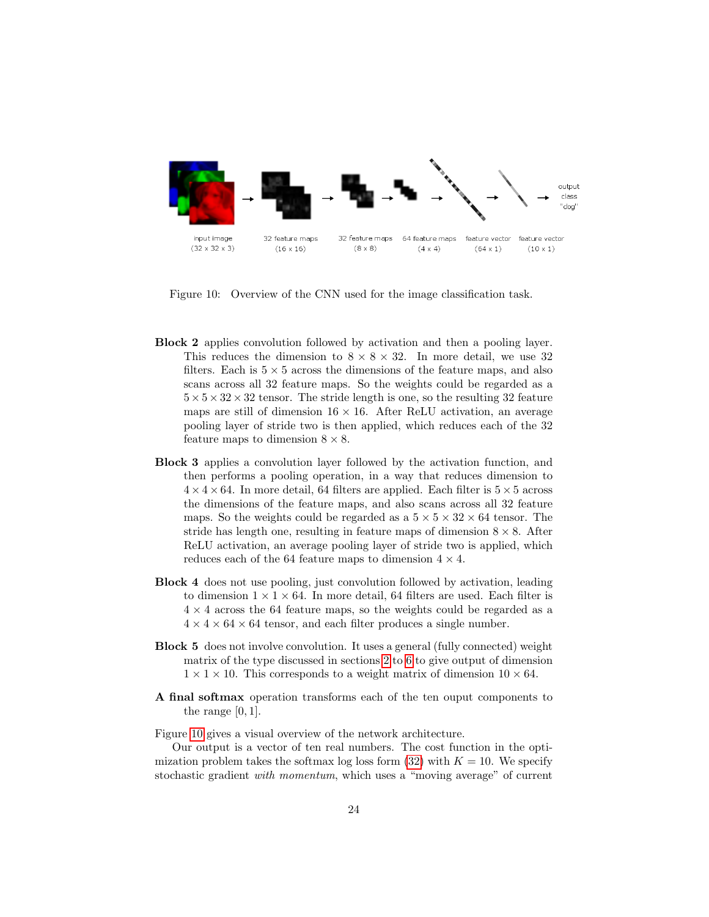input image
(32 x 32 x 3)

32 feature maps
(16 x 16)

32 feature maps
(8 x 8)

64 feature maps
(4 x 4)

feature vector
(64 x 1)

feature vector
(10 x 1)

output
class
"dog"

Figure 10: Overview of the CNN used for the image classification task.

**Block 2** applies convolution followed by activation and then a pooling layer. This reduces the dimension to $8 \times 8 \times 32$. In more detail, we use 32 filters. Each is $5 \times 5$ across the dimensions of the feature maps, and also scans across all 32 feature maps. So the weights could be regarded as a $5 \times 5 \times 32 \times 32$ tensor. The stride length is one, so the resulting 32 feature maps are still of dimension $16 \times 16$. After ReLU activation, an average pooling layer of stride two is then applied, which reduces each of the 32 feature maps to dimension $8 \times 8$.

**Block 3** applies a convolution layer followed by the activation function, and then performs a pooling operation, in a way that reduces dimension to $4 \times 4 \times 64$. In more detail, 64 filters are applied. Each filter is $5 \times 5$ across the dimensions of the feature maps, and also scans across all 32 feature maps. So the weights could be regarded as a $5 \times 5 \times 32 \times 64$ tensor. The stride has length one, resulting in feature maps of dimension $8 \times 8$. After ReLU activation, an average pooling layer of stride two is applied, which reduces each of the 64 feature maps to dimension $4 \times 4$.

**Block 4** does not use pooling, just convolution followed by activation, leading to dimension $1 \times 1 \times 64$. In more detail, 64 filters are used. Each filter is $4 \times 4$ across the 64 feature maps, so the weights could be regarded as a $4 \times 4 \times 64 \times 64$ tensor, and each filter produces a single number.

**Block 5** does not involve convolution. It uses a general (fully connected) weight matrix of the type discussed in sections 2 to 6 to give output of dimension $1 \times 1 \times 10$. This corresponds to a weight matrix of dimension $10 \times 64$.

**A final softmax** operation transforms each of the ten ouput components to the range $[0, 1]$.

Figure 10 gives a visual overview of the network architecture.

Our output is a vector of ten real numbers. The cost function in the optimization problem takes the softmax log loss form (32) with $K = 10$. We specify stochastic gradient *with momentum*, which uses a "moving average" of current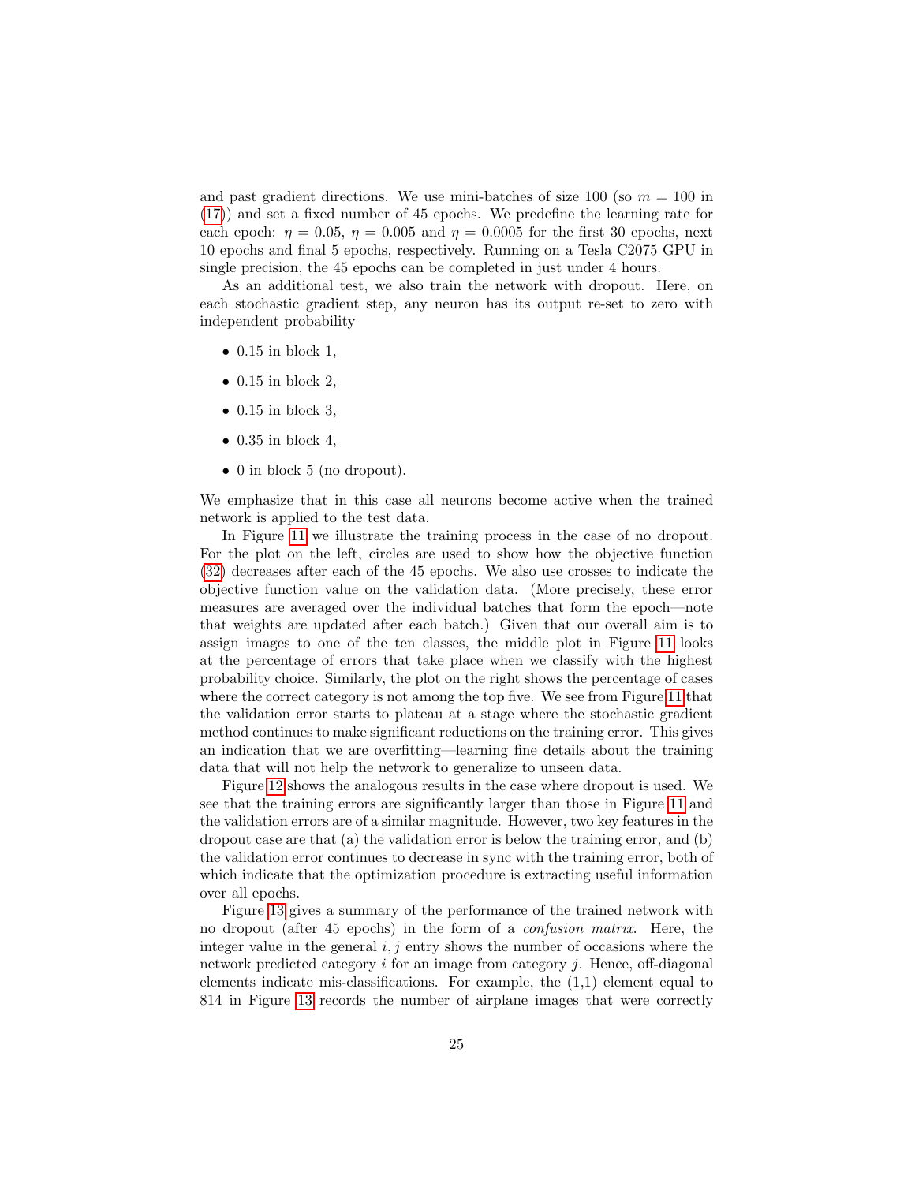and past gradient directions. We use mini-batches of size 100 (so $m = 100$ in (17)) and set a fixed number of 45 epochs. We predefine the learning rate for each epoch: $\eta = 0.05$, $\eta = 0.005$ and $\eta = 0.0005$ for the first 30 epochs, next 10 epochs and final 5 epochs, respectively. Running on a Tesla C2075 GPU in single precision, the 45 epochs can be completed in just under 4 hours.

As an additional test, we also train the network with dropout. Here, on each stochastic gradient step, any neuron has its output re-set to zero with independent probability

- 0.15 in block 1,
- 0.15 in block 2,
- 0.15 in block 3,
- 0.35 in block 4,
- 0 in block 5 (no dropout).

We emphasize that in this case all neurons become active when the trained network is applied to the test data.

In Figure 11 we illustrate the training process in the case of no dropout. For the plot on the left, circles are used to show how the objective function (32) decreases after each of the 45 epochs. We also use crosses to indicate the objective function value on the validation data. (More precisely, these error measures are averaged over the individual batches that form the epoch—note that weights are updated after each batch.) Given that our overall aim is to assign images to one of the ten classes, the middle plot in Figure 11 looks at the percentage of errors that take place when we classify with the highest probability choice. Similarly, the plot on the right shows the percentage of cases where the correct category is not among the top five. We see from Figure 11 that the validation error starts to plateau at a stage where the stochastic gradient method continues to make significant reductions on the training error. This gives an indication that we are overfitting—learning fine details about the training data that will not help the network to generalize to unseen data.

Figure 12 shows the analogous results in the case where dropout is used. We see that the training errors are significantly larger than those in Figure 11 and the validation errors are of a similar magnitude. However, two key features in the dropout case are that (a) the validation error is below the training error, and (b) the validation error continues to decrease in sync with the training error, both of which indicate that the optimization procedure is extracting useful information over all epochs.

Figure 13 gives a summary of the performance of the trained network with no dropout (after 45 epochs) in the form of a *confusion matrix*. Here, the integer value in the general $i, j$ entry shows the number of occasions where the network predicted category $i$ for an image from category $j$. Hence, off-diagonal elements indicate mis-classifications. For example, the (1,1) element equal to 814 in Figure 13 records the number of airplane images that were correctly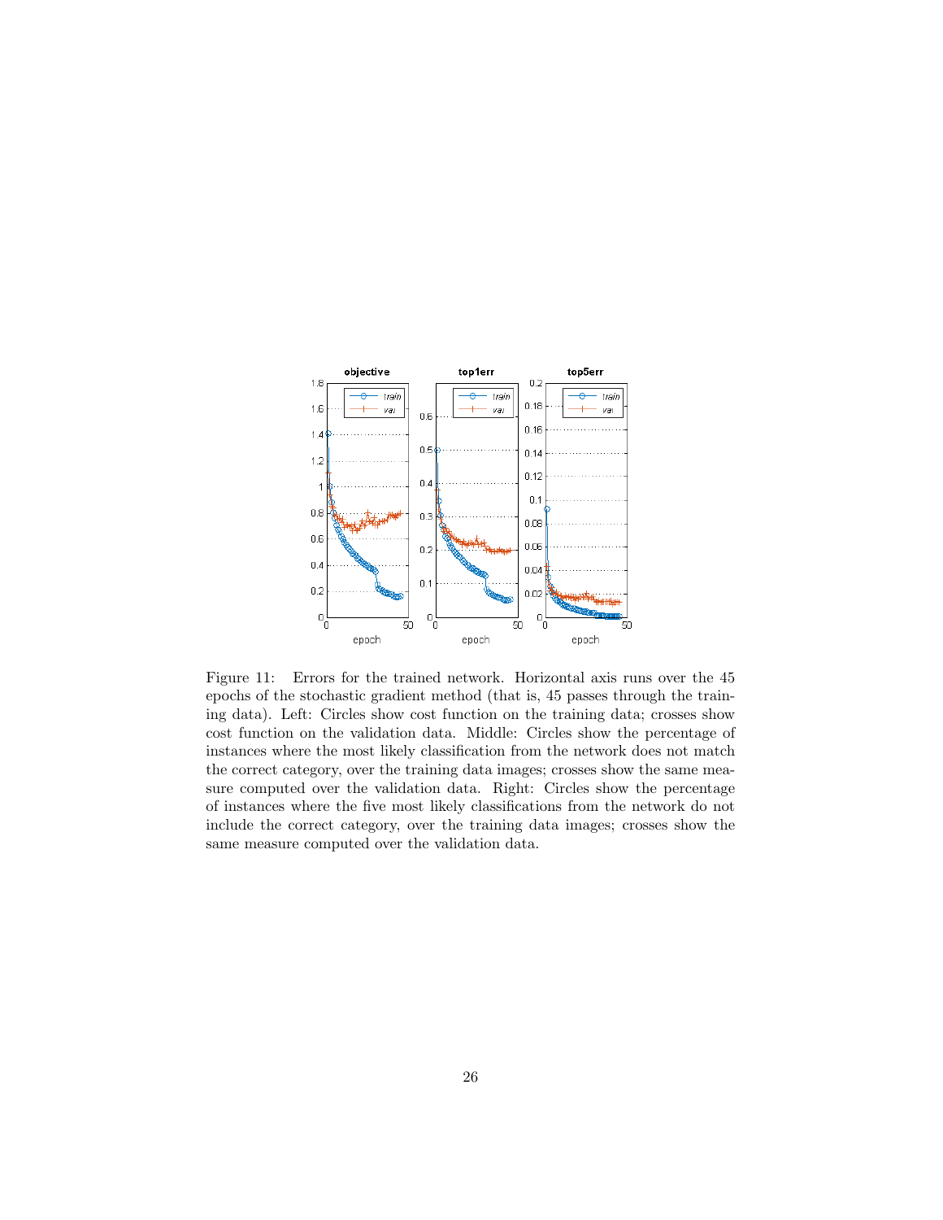objective

1.8
1.6
1.4
1.2
1
0.8
0.6
0.4
0.2
0

0
50

epoch

train
val

top1err

0.6
0.5
0.4
0.3
0.2
0.1
0

0
50

epoch

train
val

top5err

0.2
0.18
0.16
0.14
0.12
0.1
0.08
0.06
0.04
0.02
0

0
50

epoch

train
val

Figure 11: Errors for the trained network. Horizontal axis runs over the 45 epochs of the stochastic gradient method (that is, 45 passes through the training data). Left: Circles show cost function on the training data; crosses show cost function on the validation data. Middle: Circles show the percentage of instances where the most likely classification from the network does not match the correct category, over the training data images; crosses show the same measure computed over the validation data. Right: Circles show the percentage of instances where the five most likely classifications from the network do not include the correct category, over the training data images; crosses show the same measure computed over the validation data.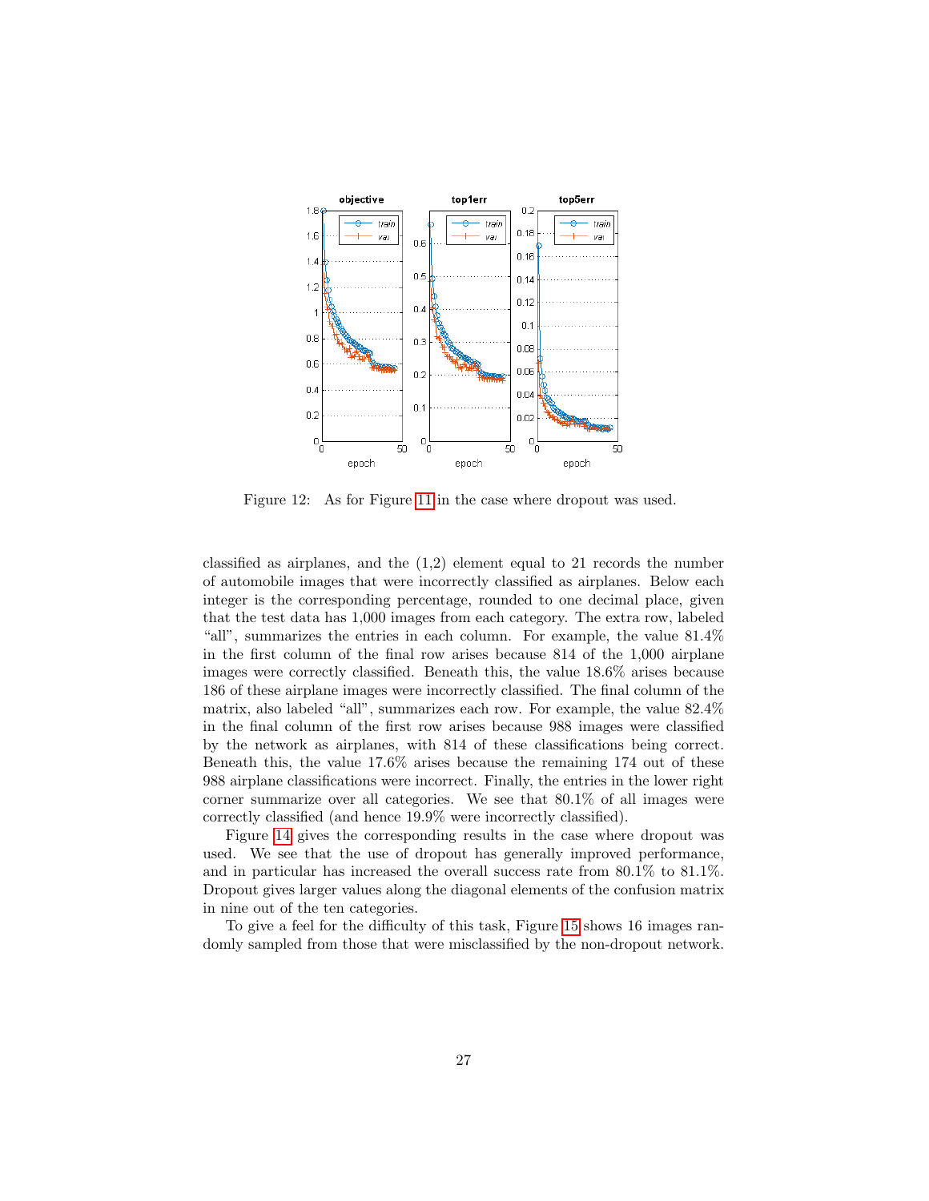objective

1.8
1.6
1.4
1.2
1
0.8
0.6
0.4
0.2
0

0
50

epoch

train
val

top1err

0.6
0.5
0.4
0.3
0.2
0.1
0

0
50

epoch

train
val

top5err

0.2
0.18
0.16
0.14
0.12
0.1
0.08
0.06
0.04
0.02
0

0
50

epoch

train
val

Figure 12: As for Figure 11 in the case where dropout was used.

classified as airplanes, and the (1,2) element equal to 21 records the number of automobile images that were incorrectly classified as airplanes. Below each integer is the corresponding percentage, rounded to one decimal place, given that the test data has 1,000 images from each category. The extra row, labeled "all", summarizes the entries in each column. For example, the value 81.4% in the first column of the final row arises because 814 of the 1,000 airplane images were correctly classified. Beneath this, the value 18.6% arises because 186 of these airplane images were incorrectly classified. The final column of the matrix, also labeled "all", summarizes each row. For example, the value 82.4% in the final column of the first row arises because 988 images were classified by the network as airplanes, with 814 of these classifications being correct. Beneath this, the value 17.6% arises because the remaining 174 out of these 988 airplane classifications were incorrect. Finally, the entries in the lower right corner summarize over all categories. We see that 80.1% of all images were correctly classified (and hence 19.9% were incorrectly classified).

Figure 14 gives the corresponding results in the case where dropout was used. We see that the use of dropout has generally improved performance, and in particular has increased the overall success rate from 80.1% to 81.1%. Dropout gives larger values along the diagonal elements of the confusion matrix in nine out of the ten categories.

To give a feel for the difficulty of this task, Figure 15 shows 16 images randomly sampled from those that were misclassified by the non-dropout network.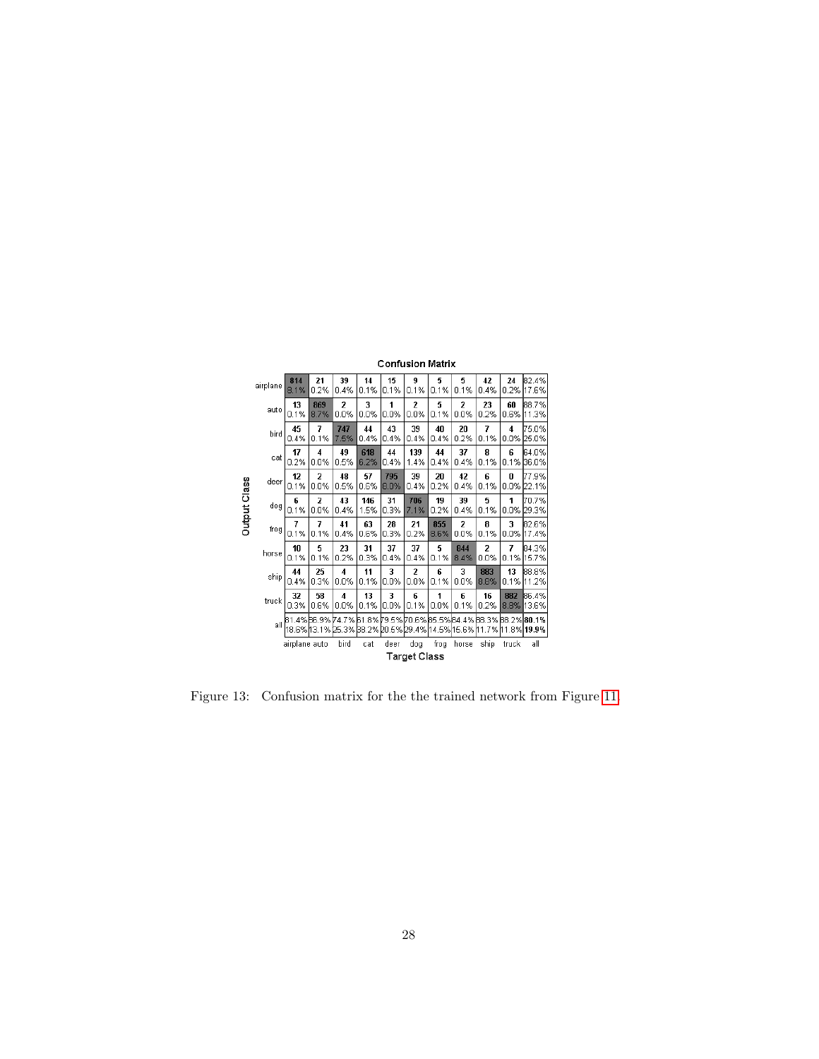**Confusion Matrix**

Output Class (rows) vs. Target Class (columns)

| Output Class | airplane | auto | bird | cat | deer | dog | frog | horse | ship | truck | all |
|---|---|---|---|---|---|---|---|---|---|---|---|
| airplane | **814** 8.1% | 21 0.2% | 39 0.4% | 14 0.1% | 15 0.1% | 9 0.1% | 5 0.1% | 5 0.1% | 42 0.4% | 24 0.2% | 82.4% 17.6% |
| auto | 13 0.1% | **869** 8.7% | 2 0.0% | 3 0.0% | 1 0.0% | 2 0.0% | 5 0.1% | 2 0.0% | 23 0.2% | 60 0.6% | 88.7% 11.3% |
| bird | 45 0.4% | 7 0.1% | **747** 7.5% | 44 0.4% | 43 0.4% | 39 0.4% | 40 0.4% | 20 0.2% | 7 0.1% | 4 0.0% | 75.0% 25.0% |
| cat | 17 0.2% | 4 0.0% | 49 0.5% | **618** 6.2% | 44 0.4% | 139 1.4% | 44 0.4% | 37 0.4% | 8 0.1% | 6 0.1% | 64.0% 36.0% |
| deer | 12 0.1% | 2 0.0% | 48 0.5% | 57 0.6% | **795** 8.0% | 39 0.4% | 20 0.2% | 42 0.4% | 6 0.1% | 0 0.0% | 77.9% 22.1% |
| dog | 6 0.1% | 2 0.0% | 43 0.4% | 146 1.5% | 31 0.3% | **706** 7.1% | 19 0.2% | 39 0.4% | 5 0.1% | 1 0.0% | 70.7% 29.3% |
| frog | 7 0.1% | 7 0.1% | 41 0.4% | 63 0.6% | 28 0.3% | 21 0.2% | **855** 8.6% | 2 0.0% | 8 0.1% | 3 0.0% | 82.6% 17.4% |
| horse | 10 0.1% | 5 0.1% | 23 0.2% | 31 0.3% | 37 0.4% | 37 0.4% | 5 0.1% | **844** 8.4% | 2 0.0% | 7 0.1% | 84.3% 15.7% |
| ship | 44 0.4% | 25 0.3% | 4 0.0% | 11 0.1% | 3 0.0% | 2 0.0% | 6 0.1% | 3 0.0% | **883** 8.8% | 13 0.1% | 88.8% 11.2% |
| truck | 32 0.3% | 58 0.6% | 4 0.0% | 13 0.1% | 3 0.0% | 6 0.1% | 1 0.0% | 6 0.1% | 16 0.2% | **882** 8.8% | 86.4% 13.6% |
| all | 81.4% 18.6% | 86.9% 13.1% | 74.7% 25.3% | 61.8% 38.2% | 79.5% 20.5% | 70.6% 29.4% | 85.5% 14.5% | 84.4% 15.6% | 88.3% 11.7% | 88.2% 11.8% | **80.1% 19.9%** |

Figure 13: Confusion matrix for the the trained network from Figure 11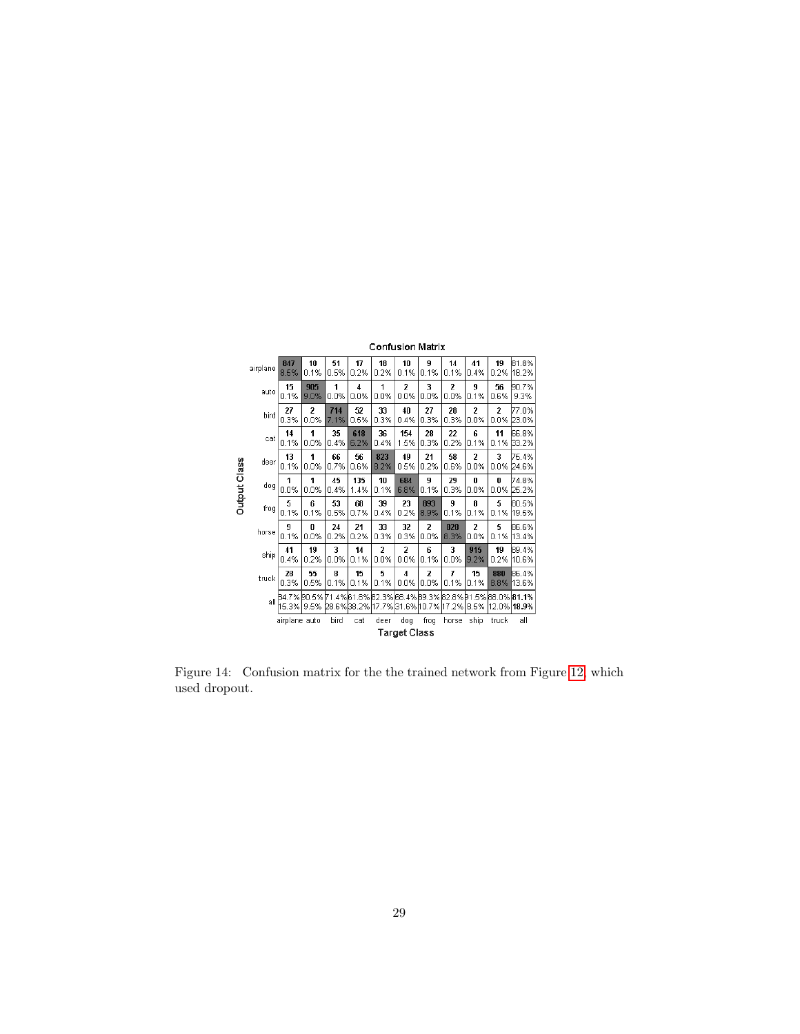**Confusion Matrix**

Output Class (rows) / Target Class (columns)

| Output Class | airplane | auto | bird | cat | deer | dog | frog | horse | ship | truck | all |
|---|---|---|---|---|---|---|---|---|---|---|---|
| airplane | **847** 8.5% | **10** 0.1% | **51** 0.5% | **17** 0.2% | **18** 0.2% | **10** 0.1% | **9** 0.1% | **14** 0.1% | **41** 0.4% | **19** 0.2% | 81.8% 18.2% |
| auto | **15** 0.1% | **905** 9.0% | **1** 0.0% | **4** 0.0% | **1** 0.0% | **2** 0.0% | **3** 0.0% | **2** 0.0% | **9** 0.1% | **56** 0.6% | 90.7% 9.3% |
| bird | **27** 0.3% | **2** 0.0% | **714** 7.1% | **52** 0.5% | **33** 0.3% | **40** 0.4% | **27** 0.3% | **28** 0.3% | **2** 0.0% | **2** 0.0% | 77.0% 23.0% |
| cat | **14** 0.1% | **1** 0.0% | **35** 0.4% | **618** 6.2% | **36** 0.4% | **154** 1.5% | **28** 0.3% | **22** 0.2% | **6** 0.1% | **11** 0.1% | 66.8% 33.2% |
| deer | **13** 0.1% | **1** 0.0% | **66** 0.7% | **56** 0.6% | **823** 8.2% | **49** 0.5% | **21** 0.2% | **58** 0.6% | **2** 0.0% | **3** 0.0% | 75.4% 24.6% |
| dog | **1** 0.0% | **1** 0.0% | **45** 0.4% | **135** 1.4% | **10** 0.1% | **684** 6.8% | **9** 0.1% | **29** 0.3% | **0** 0.0% | **0** 0.0% | 74.8% 25.2% |
| frog | **5** 0.1% | **6** 0.1% | **53** 0.5% | **68** 0.7% | **39** 0.4% | **23** 0.2% | **893** 8.9% | **9** 0.1% | **8** 0.1% | **5** 0.1% | 80.5% 19.5% |
| horse | **9** 0.1% | **0** 0.0% | **24** 0.2% | **21** 0.2% | **33** 0.3% | **32** 0.3% | **2** 0.0% | **828** 8.3% | **2** 0.0% | **5** 0.1% | 86.6% 13.4% |
| ship | **41** 0.4% | **19** 0.2% | **3** 0.0% | **14** 0.1% | **2** 0.0% | **2** 0.0% | **6** 0.1% | **3** 0.0% | **915** 9.2% | **19** 0.2% | 89.4% 10.6% |
| truck | **28** 0.3% | **55** 0.5% | **8** 0.1% | **15** 0.1% | **5** 0.1% | **4** 0.0% | **2** 0.0% | **7** 0.1% | **15** 0.1% | **880** 8.8% | 86.4% 13.6% |
| all | 84.7% 15.3% | 90.5% 9.5% | 71.4% 28.6% | 61.8% 38.2% | 82.3% 17.7% | 68.4% 31.6% | 89.3% 10.7% | 82.8% 17.2% | 91.5% 8.5% | 88.0% 12.0% | **81.1%** **18.9%** |

Figure 14: Confusion matrix for the the trained network from Figure 12, which used dropout.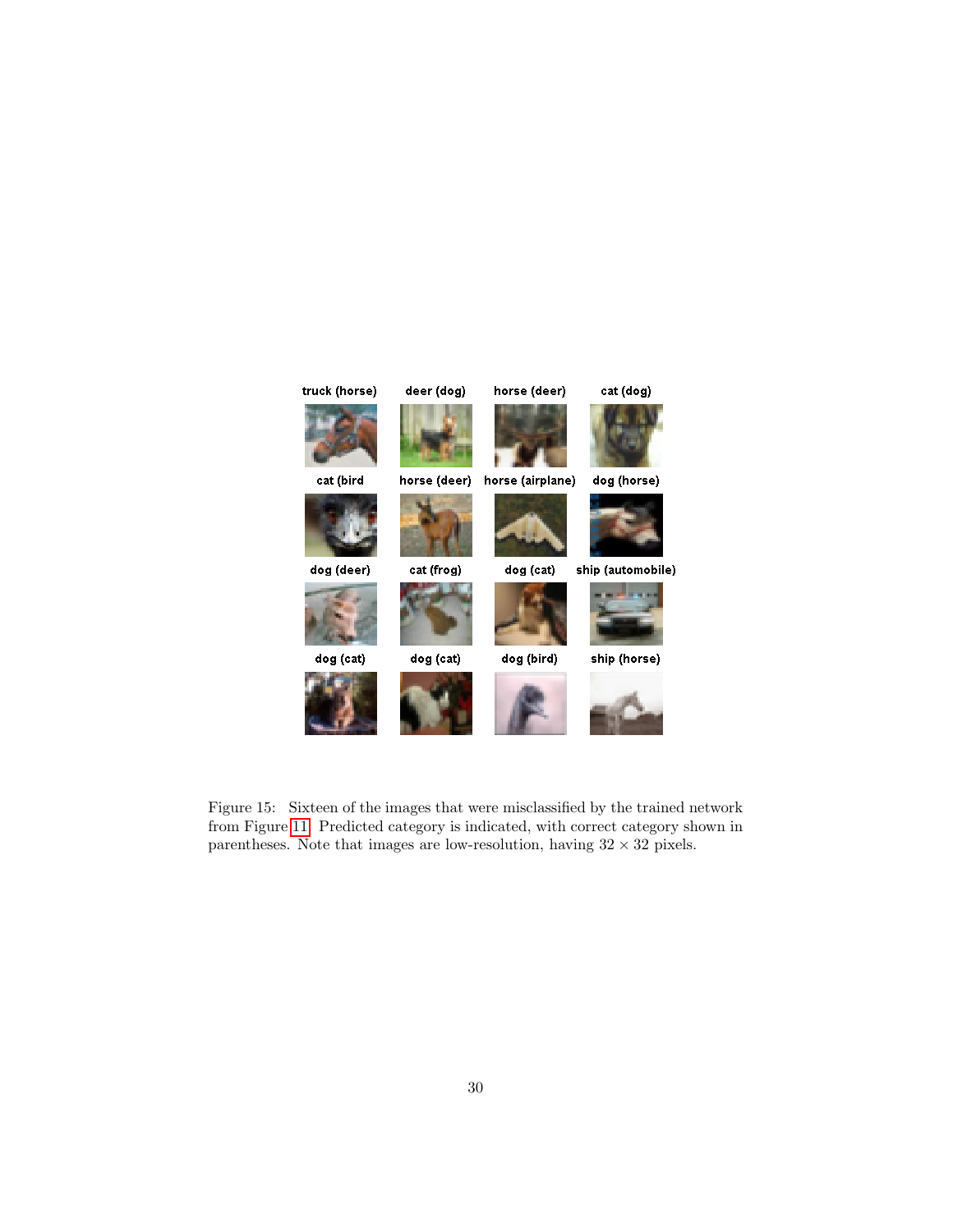truck (horse)
deer (dog)
horse (deer)
cat (dog)

cat (bird
horse (deer)
horse (airplane)
dog (horse)

dog (deer)
cat (frog)
dog (cat)
ship (automobile)

dog (cat)
dog (cat)
dog (bird)
ship (horse)

Figure 15: Sixteen of the images that were misclassified by the trained network from Figure 11. Predicted category is indicated, with correct category shown in parentheses. Note that images are low-resolution, having $32 \times 32$ pixels.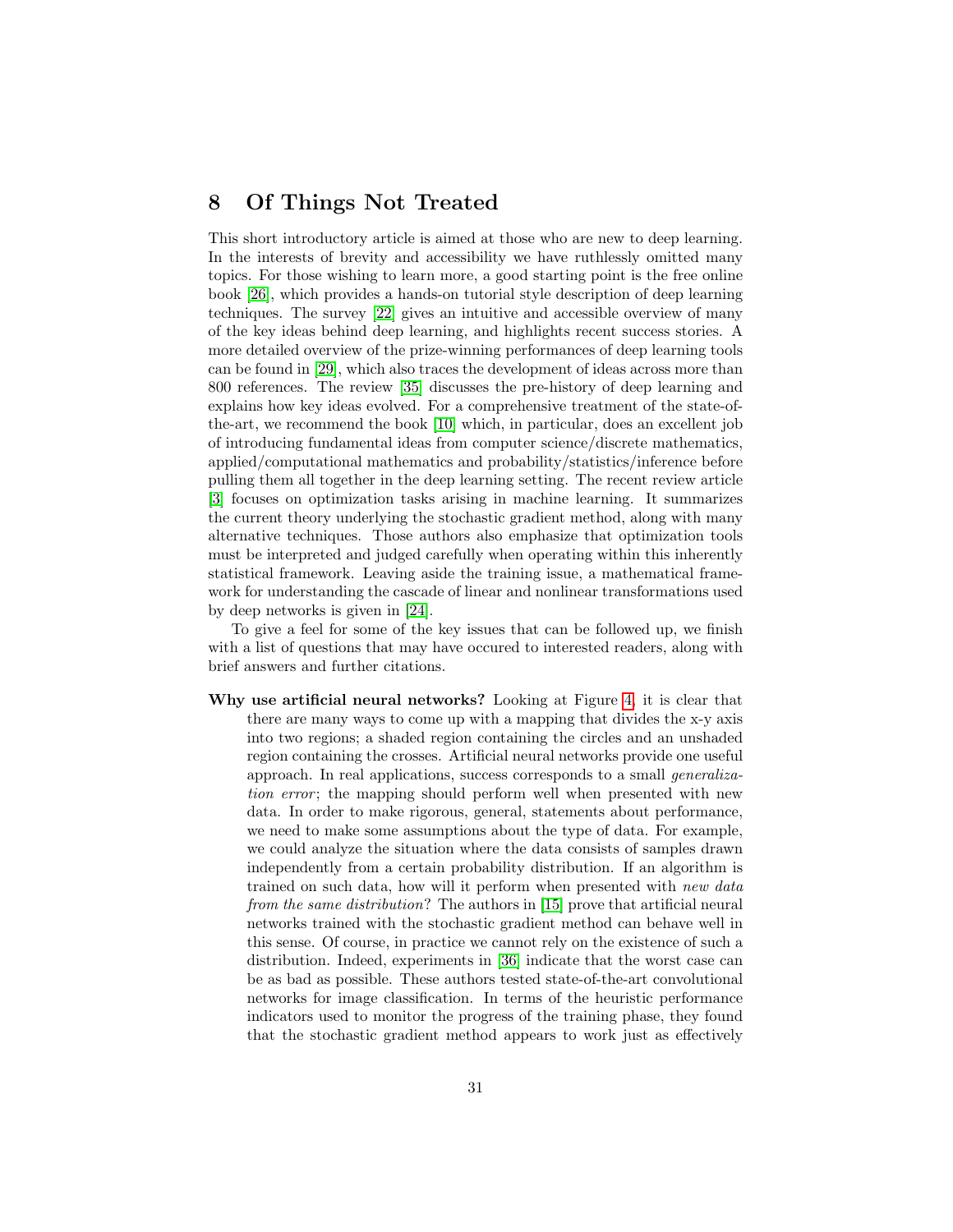## 8 Of Things Not Treated

This short introductory article is aimed at those who are new to deep learning. In the interests of brevity and accessibility we have ruthlessly omitted many topics. For those wishing to learn more, a good starting point is the free online book [26], which provides a hands-on tutorial style description of deep learning techniques. The survey [22] gives an intuitive and accessible overview of many of the key ideas behind deep learning, and highlights recent success stories. A more detailed overview of the prize-winning performances of deep learning tools can be found in [29], which also traces the development of ideas across more than 800 references. The review [35] discusses the pre-history of deep learning and explains how key ideas evolved. For a comprehensive treatment of the state-of-the-art, we recommend the book [10] which, in particular, does an excellent job of introducing fundamental ideas from computer science/discrete mathematics, applied/computational mathematics and probability/statistics/inference before pulling them all together in the deep learning setting. The recent review article [3] focuses on optimization tasks arising in machine learning. It summarizes the current theory underlying the stochastic gradient method, along with many alternative techniques. Those authors also emphasize that optimization tools must be interpreted and judged carefully when operating within this inherently statistical framework. Leaving aside the training issue, a mathematical framework for understanding the cascade of linear and nonlinear transformations used by deep networks is given in [24].

To give a feel for some of the key issues that can be followed up, we finish with a list of questions that may have occured to interested readers, along with brief answers and further citations.

**Why use artificial neural networks?** Looking at Figure 4, it is clear that there are many ways to come up with a mapping that divides the x-y axis into two regions; a shaded region containing the circles and an unshaded region containing the crosses. Artificial neural networks provide one useful approach. In real applications, success corresponds to a small *generalization error*; the mapping should perform well when presented with new data. In order to make rigorous, general, statements about performance, we need to make some assumptions about the type of data. For example, we could analyze the situation where the data consists of samples drawn independently from a certain probability distribution. If an algorithm is trained on such data, how will it perform when presented with *new data from the same distribution*? The authors in [15] prove that artificial neural networks trained with the stochastic gradient method can behave well in this sense. Of course, in practice we cannot rely on the existence of such a distribution. Indeed, experiments in [36] indicate that the worst case can be as bad as possible. These authors tested state-of-the-art convolutional networks for image classification. In terms of the heuristic performance indicators used to monitor the progress of the training phase, they found that the stochastic gradient method appears to work just as effectively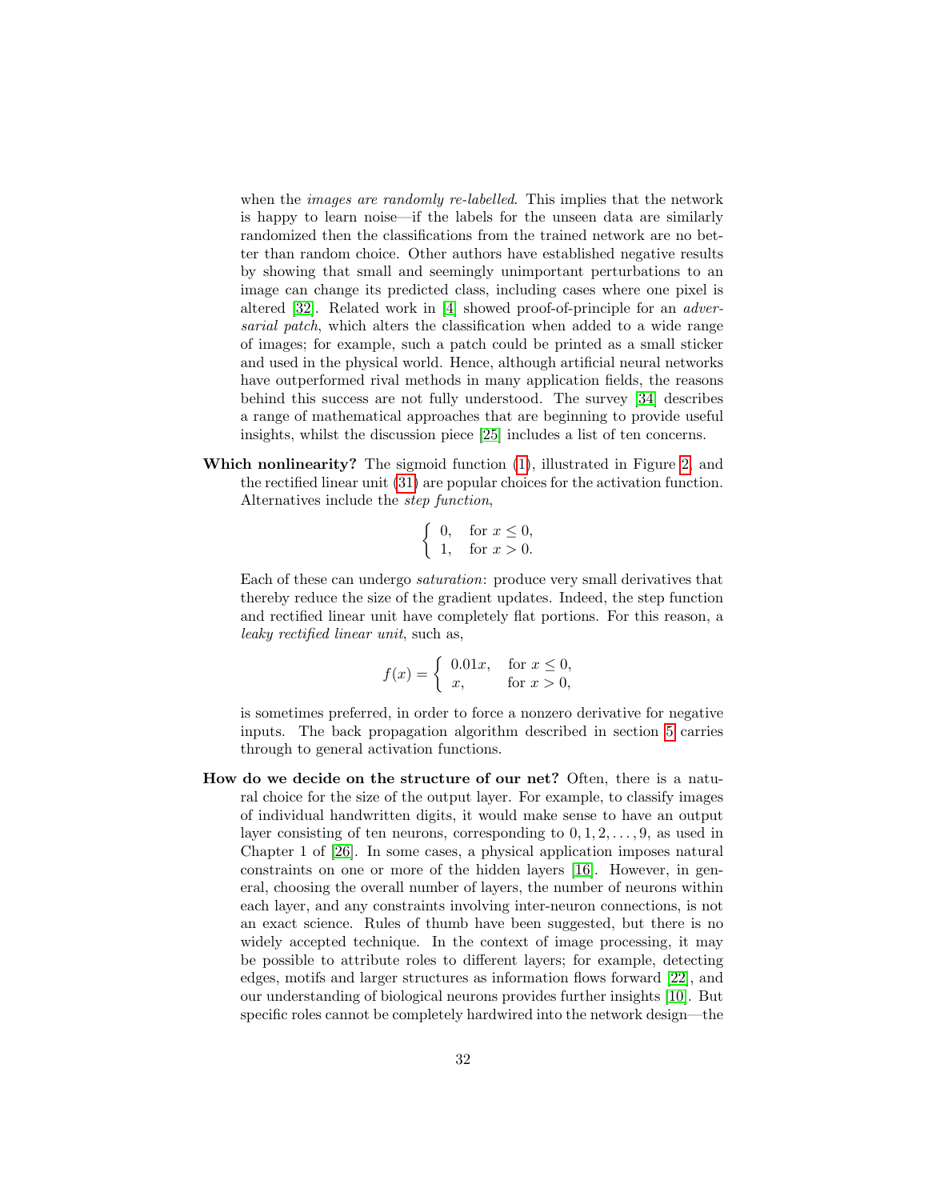when the *images are randomly re-labelled*. This implies that the network is happy to learn noise—if the labels for the unseen data are similarly randomized then the classifications from the trained network are no better than random choice. Other authors have established negative results by showing that small and seemingly unimportant perturbations to an image can change its predicted class, including cases where one pixel is altered [32]. Related work in [4] showed proof-of-principle for an *adversarial patch*, which alters the classification when added to a wide range of images; for example, such a patch could be printed as a small sticker and used in the physical world. Hence, although artificial neural networks have outperformed rival methods in many application fields, the reasons behind this success are not fully understood. The survey [34] describes a range of mathematical approaches that are beginning to provide useful insights, whilst the discussion piece [25] includes a list of ten concerns.

**Which nonlinearity?** The sigmoid function (1), illustrated in Figure 2, and the rectified linear unit (31) are popular choices for the activation function. Alternatives include the *step function*,

$$\left\{ \begin{array}{ll} 0, & \text{for } x \leq 0, \\ 1, & \text{for } x > 0. \end{array} \right.$$

Each of these can undergo *saturation*: produce very small derivatives that thereby reduce the size of the gradient updates. Indeed, the step function and rectified linear unit have completely flat portions. For this reason, a *leaky rectified linear unit*, such as,

$$f(x) = \left\{ \begin{array}{ll} 0.01x, & \text{for } x \leq 0, \\ x, & \text{for } x > 0, \end{array} \right.$$

is sometimes preferred, in order to force a nonzero derivative for negative inputs. The back propagation algorithm described in section 5 carries through to general activation functions.

**How do we decide on the structure of our net?** Often, there is a natural choice for the size of the output layer. For example, to classify images of individual handwritten digits, it would make sense to have an output layer consisting of ten neurons, corresponding to $0, 1, 2, \ldots, 9$, as used in Chapter 1 of [26]. In some cases, a physical application imposes natural constraints on one or more of the hidden layers [16]. However, in general, choosing the overall number of layers, the number of neurons within each layer, and any constraints involving inter-neuron connections, is not an exact science. Rules of thumb have been suggested, but there is no widely accepted technique. In the context of image processing, it may be possible to attribute roles to different layers; for example, detecting edges, motifs and larger structures as information flows forward [22], and our understanding of biological neurons provides further insights [10]. But specific roles cannot be completely hardwired into the network design—the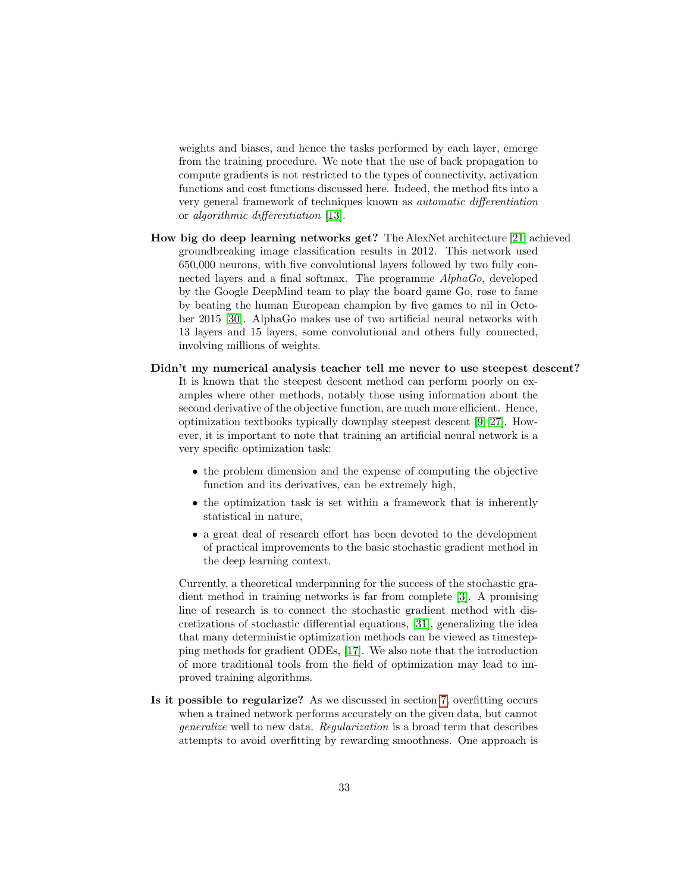weights and biases, and hence the tasks performed by each layer, emerge from the training procedure. We note that the use of back propagation to compute gradients is not restricted to the types of connectivity, activation functions and cost functions discussed here. Indeed, the method fits into a very general framework of techniques known as *automatic differentiation* or *algorithmic differentiation* [13].

**How big do deep learning networks get?** The AlexNet architecture [21] achieved groundbreaking image classification results in 2012. This network used 650,000 neurons, with five convolutional layers followed by two fully connected layers and a final softmax. The programme *AlphaGo*, developed by the Google DeepMind team to play the board game Go, rose to fame by beating the human European champion by five games to nil in October 2015 [30]. AlphaGo makes use of two artificial neural networks with 13 layers and 15 layers, some convolutional and others fully connected, involving millions of weights.

**Didn't my numerical analysis teacher tell me never to use steepest descent?** It is known that the steepest descent method can perform poorly on examples where other methods, notably those using information about the second derivative of the objective function, are much more efficient. Hence, optimization textbooks typically downplay steepest descent [9, 27]. However, it is important to note that training an artificial neural network is a very specific optimization task:

- the problem dimension and the expense of computing the objective function and its derivatives, can be extremely high,
- the optimization task is set within a framework that is inherently statistical in nature,
- a great deal of research effort has been devoted to the development of practical improvements to the basic stochastic gradient method in the deep learning context.

Currently, a theoretical underpinning for the success of the stochastic gradient method in training networks is far from complete [3]. A promising line of research is to connect the stochastic gradient method with discretizations of stochastic differential equations, [31], generalizing the idea that many deterministic optimization methods can be viewed as timestepping methods for gradient ODEs, [17]. We also note that the introduction of more traditional tools from the field of optimization may lead to improved training algorithms.

**Is it possible to regularize?** As we discussed in section 7, overfitting occurs when a trained network performs accurately on the given data, but cannot *generalize* well to new data. *Regularization* is a broad term that describes attempts to avoid overfitting by rewarding smoothness. One approach is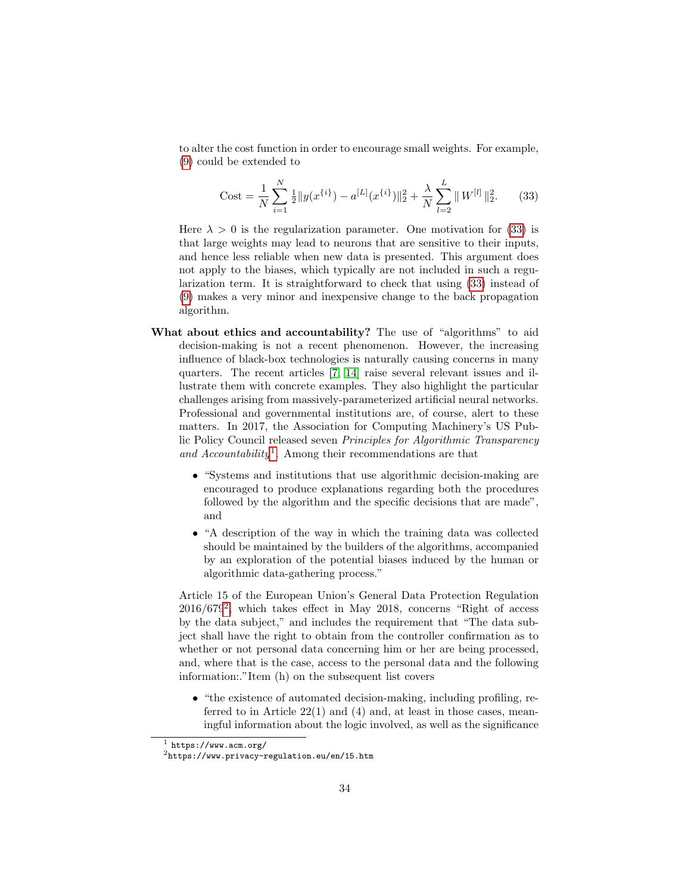to alter the cost function in order to encourage small weights. For example, (9) could be extended to

$$\text{Cost} = \frac{1}{N} \sum_{i=1}^{N} \tfrac{1}{2} \| y(x^{\{i\}}) - a^{[L]}(x^{\{i\}}) \|_2^2 + \frac{\lambda}{N} \sum_{l=2}^{L} \| W^{[l]} \|_2^2. \qquad (33)$$

Here $\lambda > 0$ is the regularization parameter. One motivation for (33) is that large weights may lead to neurons that are sensitive to their inputs, and hence less reliable when new data is presented. This argument does not apply to the biases, which typically are not included in such a regularization term. It is straightforward to check that using (33) instead of (9) makes a very minor and inexpensive change to the back propagation algorithm.

**What about ethics and accountability?** The use of "algorithms" to aid decision-making is not a recent phenomenon. However, the increasing influence of black-box technologies is naturally causing concerns in many quarters. The recent articles [7, 14] raise several relevant issues and illustrate them with concrete examples. They also highlight the particular challenges arising from massively-parameterized artificial neural networks. Professional and governmental institutions are, of course, alert to these matters. In 2017, the Association for Computing Machinery's US Public Policy Council released seven *Principles for Algorithmic Transparency and Accountability*[1]. Among their recommendations are that

- "Systems and institutions that use algorithmic decision-making are encouraged to produce explanations regarding both the procedures followed by the algorithm and the specific decisions that are made", and
- "A description of the way in which the training data was collected should be maintained by the builders of the algorithms, accompanied by an exploration of the potential biases induced by the human or algorithmic data-gathering process."

Article 15 of the European Union's General Data Protection Regulation 2016/679[2], which takes effect in May 2018, concerns "Right of access by the data subject," and includes the requirement that "The data subject shall have the right to obtain from the controller confirmation as to whether or not personal data concerning him or her are being processed, and, where that is the case, access to the personal data and the following information:."Item (h) on the subsequent list covers

- "the existence of automated decision-making, including profiling, referred to in Article 22(1) and (4) and, at least in those cases, meaningful information about the logic involved, as well as the significance

[1] `https://www.acm.org/`

[2] `https://www.privacy-regulation.eu/en/15.htm`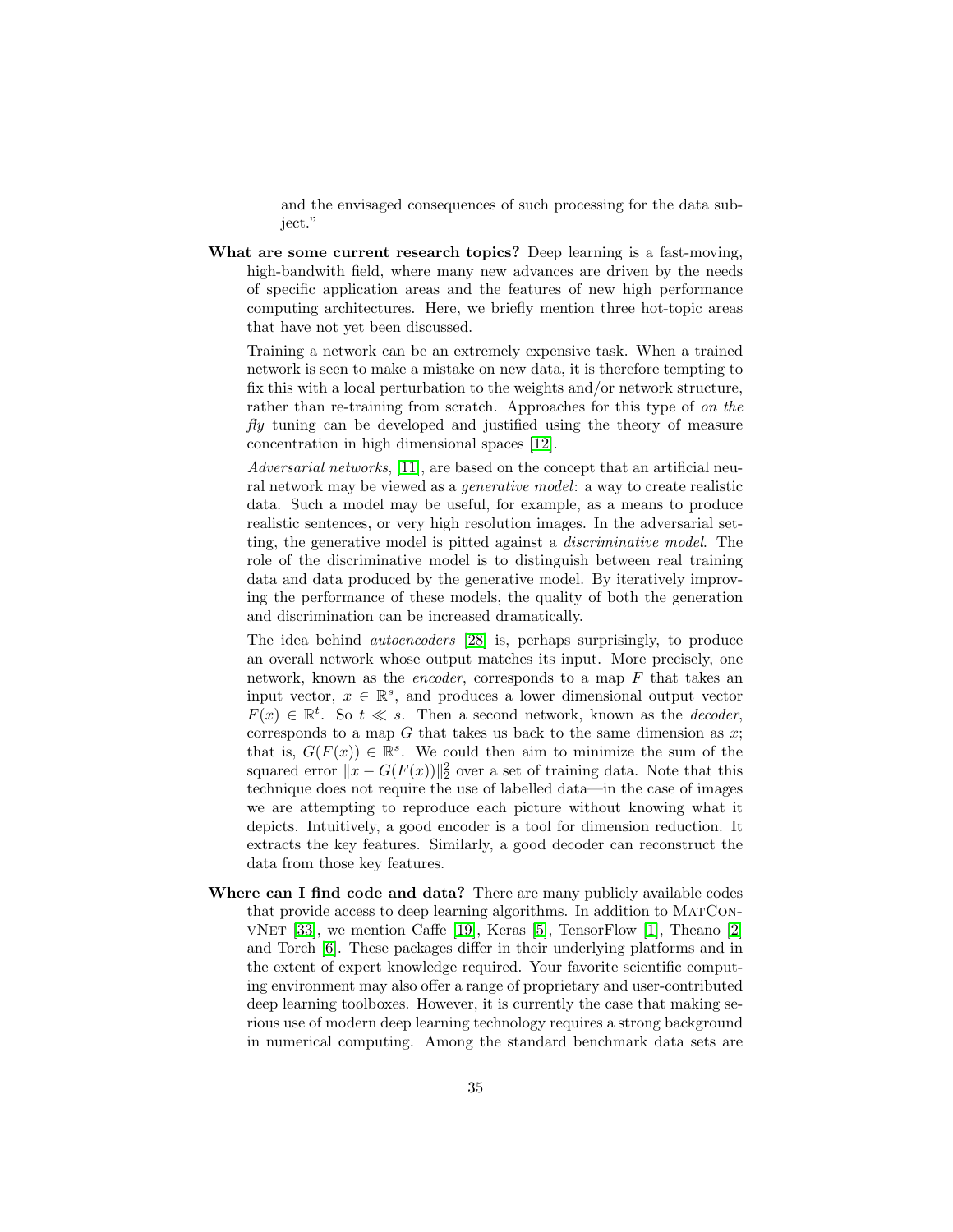and the envisaged consequences of such processing for the data subject."

**What are some current research topics?** Deep learning is a fast-moving, high-bandwith field, where many new advances are driven by the needs of specific application areas and the features of new high performance computing architectures. Here, we briefly mention three hot-topic areas that have not yet been discussed.

Training a network can be an extremely expensive task. When a trained network is seen to make a mistake on new data, it is therefore tempting to fix this with a local perturbation to the weights and/or network structure, rather than re-training from scratch. Approaches for this type of *on the fly* tuning can be developed and justified using the theory of measure concentration in high dimensional spaces [12].

*Adversarial networks*, [11], are based on the concept that an artificial neural network may be viewed as a *generative model*: a way to create realistic data. Such a model may be useful, for example, as a means to produce realistic sentences, or very high resolution images. In the adversarial setting, the generative model is pitted against a *discriminative model*. The role of the discriminative model is to distinguish between real training data and data produced by the generative model. By iteratively improving the performance of these models, the quality of both the generation and discrimination can be increased dramatically.

The idea behind *autoencoders* [28] is, perhaps surprisingly, to produce an overall network whose output matches its input. More precisely, one network, known as the *encoder*, corresponds to a map $F$ that takes an input vector, $x \in \mathbb{R}^s$, and produces a lower dimensional output vector $F(x) \in \mathbb{R}^t$. So $t \ll s$. Then a second network, known as the *decoder*, corresponds to a map $G$ that takes us back to the same dimension as $x$; that is, $G(F(x)) \in \mathbb{R}^s$. We could then aim to minimize the sum of the squared error $\|x - G(F(x))\|_2^2$ over a set of training data. Note that this technique does not require the use of labelled data—in the case of images we are attempting to reproduce each picture without knowing what it depicts. Intuitively, a good encoder is a tool for dimension reduction. It extracts the key features. Similarly, a good decoder can reconstruct the data from those key features.

**Where can I find code and data?** There are many publicly available codes that provide access to deep learning algorithms. In addition to MatConvNet [33], we mention Caffe [19], Keras [5], TensorFlow [1], Theano [2] and Torch [6]. These packages differ in their underlying platforms and in the extent of expert knowledge required. Your favorite scientific computing environment may also offer a range of proprietary and user-contributed deep learning toolboxes. However, it is currently the case that making serious use of modern deep learning technology requires a strong background in numerical computing. Among the standard benchmark data sets are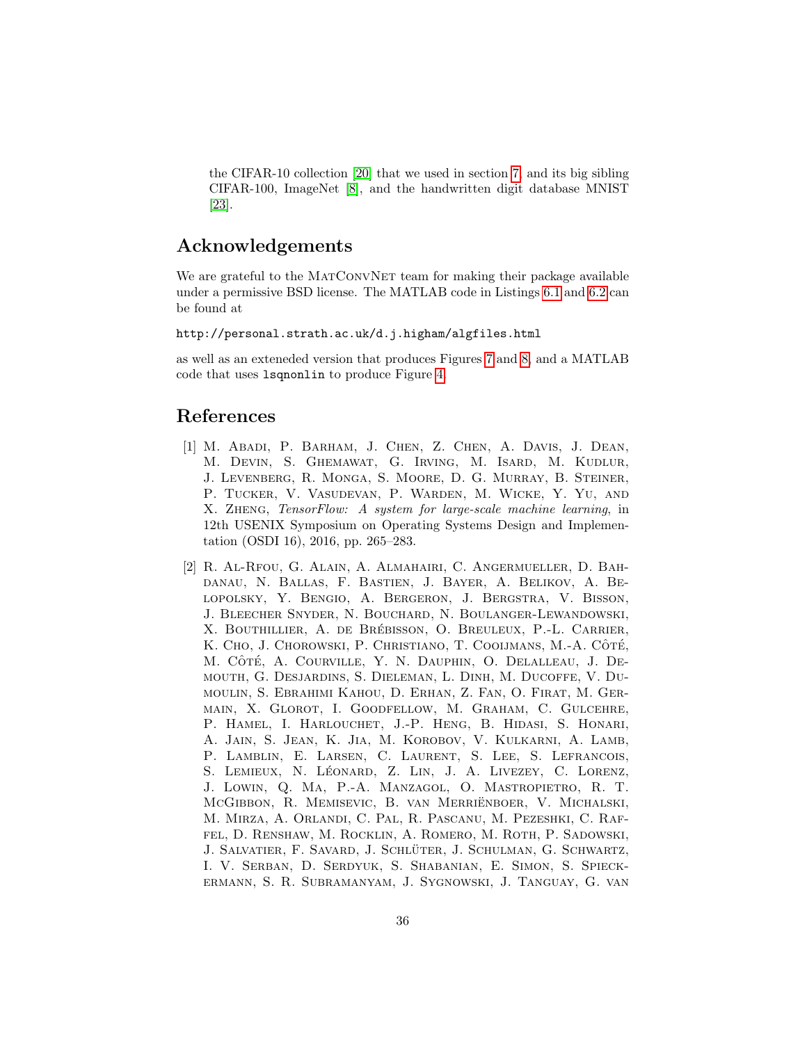the CIFAR-10 collection [20] that we used in section 7, and its big sibling CIFAR-100, ImageNet [8], and the handwritten digit database MNIST [23].

## Acknowledgements

We are grateful to the MatConvNet team for making their package available under a permissive BSD license. The MATLAB code in Listings 6.1 and 6.2 can be found at

```
http://personal.strath.ac.uk/d.j.higham/algfiles.html
```

as well as an exteneded version that produces Figures 7 and 8, and a MATLAB code that uses `lsqnonlin` to produce Figure 4.

## References

[1] M. Abadi, P. Barham, J. Chen, Z. Chen, A. Davis, J. Dean, M. Devin, S. Ghemawat, G. Irving, M. Isard, M. Kudlur, J. Levenberg, R. Monga, S. Moore, D. G. Murray, B. Steiner, P. Tucker, V. Vasudevan, P. Warden, M. Wicke, Y. Yu, and X. Zheng, *TensorFlow: A system for large-scale machine learning*, in 12th USENIX Symposium on Operating Systems Design and Implementation (OSDI 16), 2016, pp. 265–283.

[2] R. Al-Rfou, G. Alain, A. Almahairi, C. Angermueller, D. Bahdanau, N. Ballas, F. Bastien, J. Bayer, A. Belikov, A. Belopolsky, Y. Bengio, A. Bergeron, J. Bergstra, V. Bisson, J. Bleecher Snyder, N. Bouchard, N. Boulanger-Lewandowski, X. Bouthillier, A. de Brébisson, O. Breuleux, P.-L. Carrier, K. Cho, J. Chorowski, P. Christiano, T. Cooijmans, M.-A. Côté, M. Côté, A. Courville, Y. N. Dauphin, O. Delalleau, J. Demouth, G. Desjardins, S. Dieleman, L. Dinh, M. Ducoffe, V. Dumoulin, S. Ebrahimi Kahou, D. Erhan, Z. Fan, O. Firat, M. Germain, X. Glorot, I. Goodfellow, M. Graham, C. Gulcehre, P. Hamel, I. Harlouchet, J.-P. Heng, B. Hidasi, S. Honari, A. Jain, S. Jean, K. Jia, M. Korobov, V. Kulkarni, A. Lamb, P. Lamblin, E. Larsen, C. Laurent, S. Lee, S. Lefrancois, S. Lemieux, N. Léonard, Z. Lin, J. A. Livezey, C. Lorenz, J. Lowin, Q. Ma, P.-A. Manzagol, O. Mastropietro, R. T. McGibbon, R. Memisevic, B. van Merriënboer, V. Michalski, M. Mirza, A. Orlandi, C. Pal, R. Pascanu, M. Pezeshki, C. Raffel, D. Renshaw, M. Rocklin, A. Romero, M. Roth, P. Sadowski, J. Salvatier, F. Savard, J. Schlüter, J. Schulman, G. Schwartz, I. V. Serban, D. Serdyuk, S. Shabanian, E. Simon, S. Spieckermann, S. R. Subramanyam, J. Sygnowski, J. Tanguay, G. van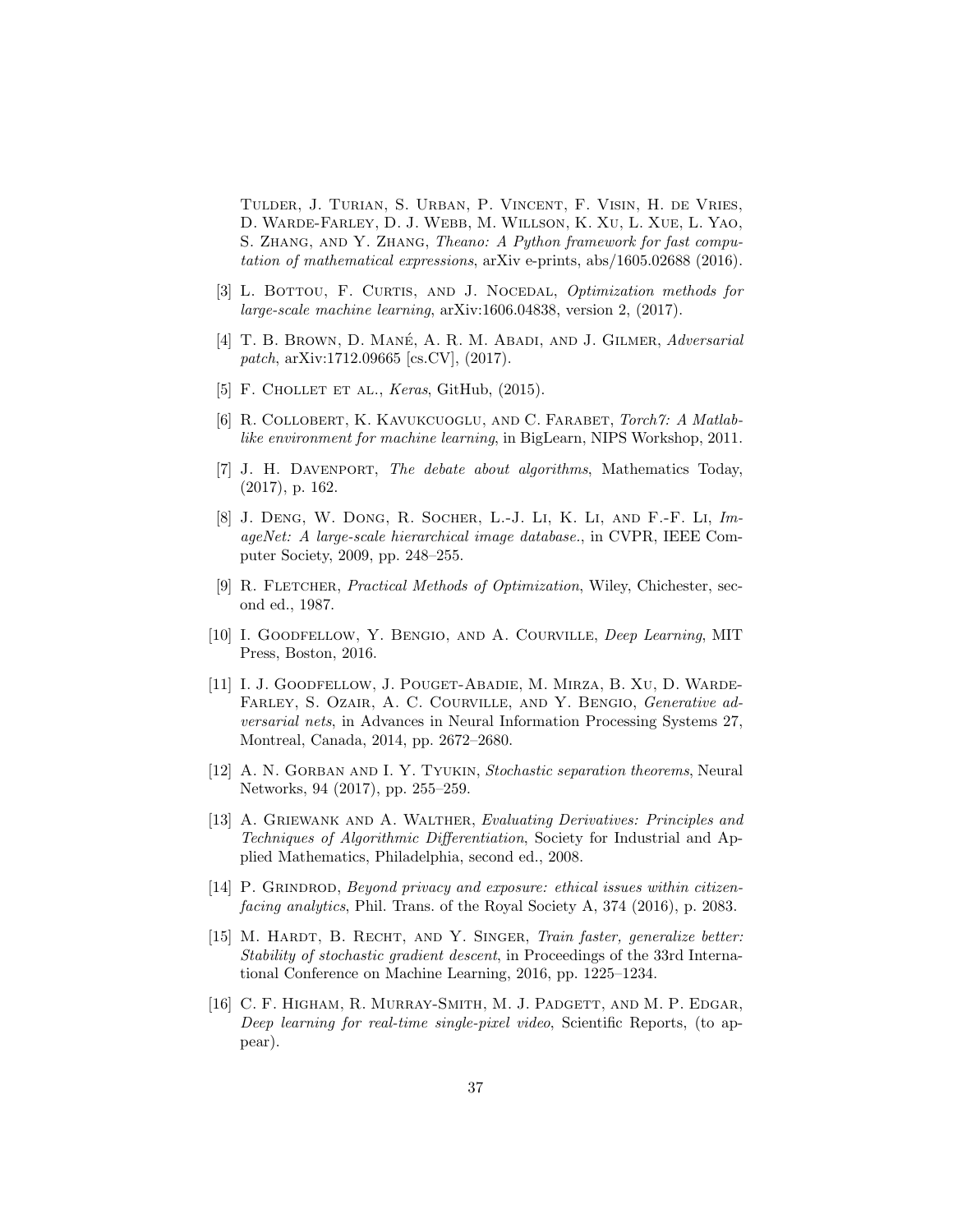Tulder, J. Turian, S. Urban, P. Vincent, F. Visin, H. de Vries, D. Warde-Farley, D. J. Webb, M. Willson, K. Xu, L. Xue, L. Yao, S. Zhang, and Y. Zhang, *Theano: A Python framework for fast computation of mathematical expressions*, arXiv e-prints, abs/1605.02688 (2016).

[3] L. Bottou, F. Curtis, and J. Nocedal, *Optimization methods for large-scale machine learning*, arXiv:1606.04838, version 2, (2017).

[4] T. B. Brown, D. Mané, A. R. M. Abadi, and J. Gilmer, *Adversarial patch*, arXiv:1712.09665 [cs.CV], (2017).

[5] F. Chollet et al., *Keras*, GitHub, (2015).

[6] R. Collobert, K. Kavukcuoglu, and C. Farabet, *Torch7: A Matlab-like environment for machine learning*, in BigLearn, NIPS Workshop, 2011.

[7] J. H. Davenport, *The debate about algorithms*, Mathematics Today, (2017), p. 162.

[8] J. Deng, W. Dong, R. Socher, L.-J. Li, K. Li, and F.-F. Li, *ImageNet: A large-scale hierarchical image database.*, in CVPR, IEEE Computer Society, 2009, pp. 248–255.

[9] R. Fletcher, *Practical Methods of Optimization*, Wiley, Chichester, second ed., 1987.

[10] I. Goodfellow, Y. Bengio, and A. Courville, *Deep Learning*, MIT Press, Boston, 2016.

[11] I. J. Goodfellow, J. Pouget-Abadie, M. Mirza, B. Xu, D. Warde-Farley, S. Ozair, A. C. Courville, and Y. Bengio, *Generative adversarial nets*, in Advances in Neural Information Processing Systems 27, Montreal, Canada, 2014, pp. 2672–2680.

[12] A. N. Gorban and I. Y. Tyukin, *Stochastic separation theorems*, Neural Networks, 94 (2017), pp. 255–259.

[13] A. Griewank and A. Walther, *Evaluating Derivatives: Principles and Techniques of Algorithmic Differentiation*, Society for Industrial and Applied Mathematics, Philadelphia, second ed., 2008.

[14] P. Grindrod, *Beyond privacy and exposure: ethical issues within citizen-facing analytics*, Phil. Trans. of the Royal Society A, 374 (2016), p. 2083.

[15] M. Hardt, B. Recht, and Y. Singer, *Train faster, generalize better: Stability of stochastic gradient descent*, in Proceedings of the 33rd International Conference on Machine Learning, 2016, pp. 1225–1234.

[16] C. F. Higham, R. Murray-Smith, M. J. Padgett, and M. P. Edgar, *Deep learning for real-time single-pixel video*, Scientific Reports, (to appear).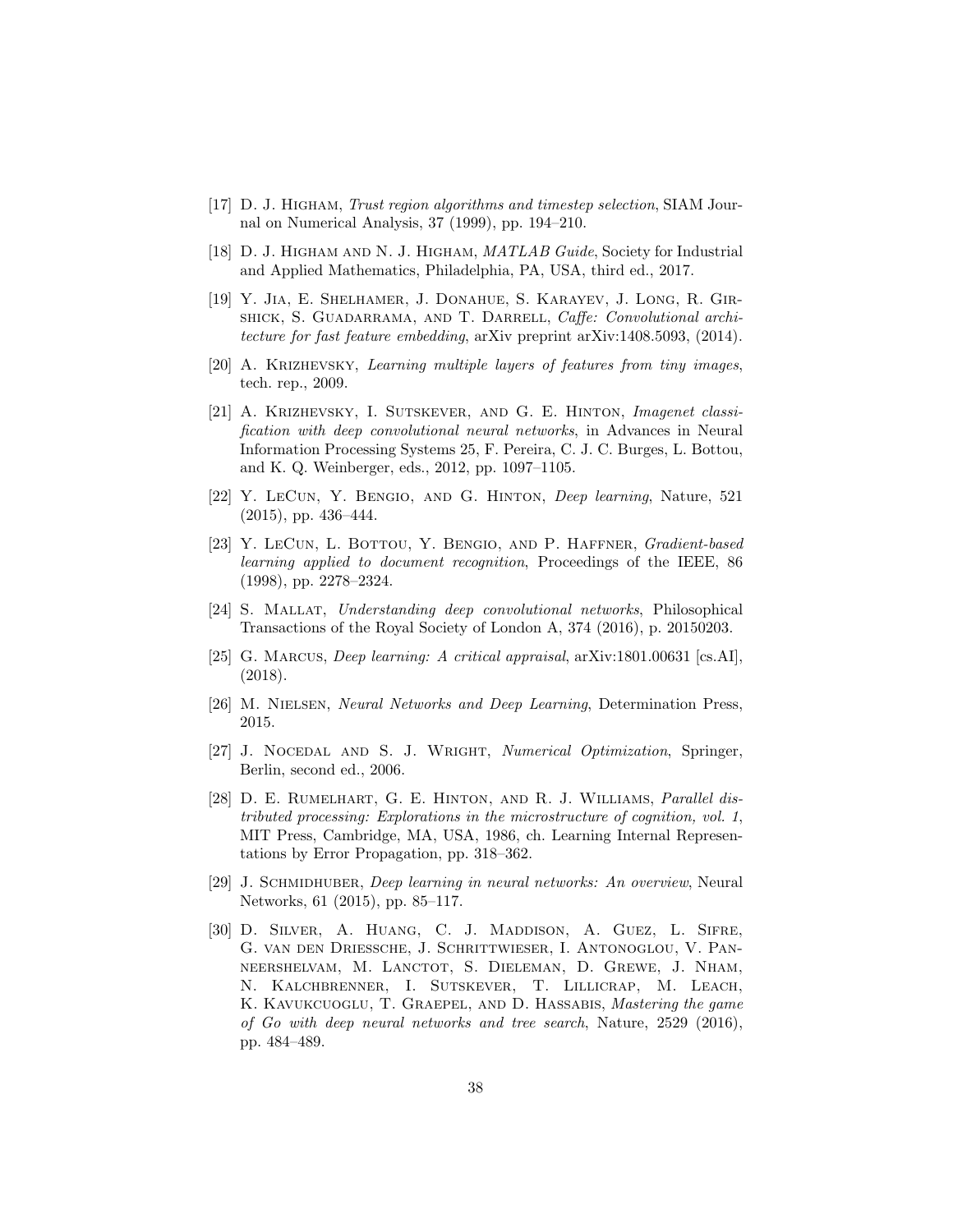[17] D. J. Higham, *Trust region algorithms and timestep selection*, SIAM Journal on Numerical Analysis, 37 (1999), pp. 194–210.

[18] D. J. Higham and N. J. Higham, *MATLAB Guide*, Society for Industrial and Applied Mathematics, Philadelphia, PA, USA, third ed., 2017.

[19] Y. Jia, E. Shelhamer, J. Donahue, S. Karayev, J. Long, R. Girshick, S. Guadarrama, and T. Darrell, *Caffe: Convolutional architecture for fast feature embedding*, arXiv preprint arXiv:1408.5093, (2014).

[20] A. Krizhevsky, *Learning multiple layers of features from tiny images*, tech. rep., 2009.

[21] A. Krizhevsky, I. Sutskever, and G. E. Hinton, *Imagenet classification with deep convolutional neural networks*, in Advances in Neural Information Processing Systems 25, F. Pereira, C. J. C. Burges, L. Bottou, and K. Q. Weinberger, eds., 2012, pp. 1097–1105.

[22] Y. LeCun, Y. Bengio, and G. Hinton, *Deep learning*, Nature, 521 (2015), pp. 436–444.

[23] Y. LeCun, L. Bottou, Y. Bengio, and P. Haffner, *Gradient-based learning applied to document recognition*, Proceedings of the IEEE, 86 (1998), pp. 2278–2324.

[24] S. Mallat, *Understanding deep convolutional networks*, Philosophical Transactions of the Royal Society of London A, 374 (2016), p. 20150203.

[25] G. Marcus, *Deep learning: A critical appraisal*, arXiv:1801.00631 [cs.AI], (2018).

[26] M. Nielsen, *Neural Networks and Deep Learning*, Determination Press, 2015.

[27] J. Nocedal and S. J. Wright, *Numerical Optimization*, Springer, Berlin, second ed., 2006.

[28] D. E. Rumelhart, G. E. Hinton, and R. J. Williams, *Parallel distributed processing: Explorations in the microstructure of cognition, vol. 1*, MIT Press, Cambridge, MA, USA, 1986, ch. Learning Internal Representations by Error Propagation, pp. 318–362.

[29] J. Schmidhuber, *Deep learning in neural networks: An overview*, Neural Networks, 61 (2015), pp. 85–117.

[30] D. Silver, A. Huang, C. J. Maddison, A. Guez, L. Sifre, G. van den Driessche, J. Schrittwieser, I. Antonoglou, V. Panneershelvam, M. Lanctot, S. Dieleman, D. Grewe, J. Nham, N. Kalchbrenner, I. Sutskever, T. Lillicrap, M. Leach, K. Kavukcuoglu, T. Graepel, and D. Hassabis, *Mastering the game of Go with deep neural networks and tree search*, Nature, 2529 (2016), pp. 484–489.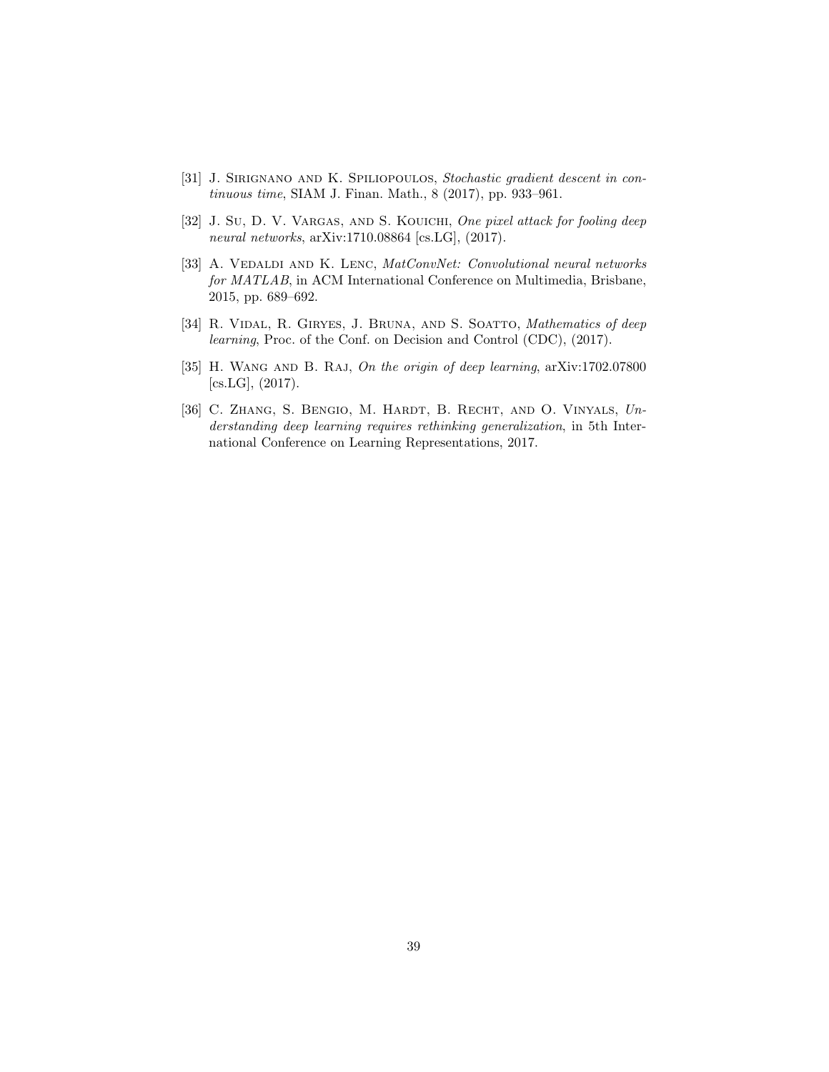[31] J. Sirignano and K. Spiliopoulos, *Stochastic gradient descent in continuous time*, SIAM J. Finan. Math., 8 (2017), pp. 933–961.

[32] J. Su, D. V. Vargas, and S. Kouichi, *One pixel attack for fooling deep neural networks*, arXiv:1710.08864 [cs.LG], (2017).

[33] A. Vedaldi and K. Lenc, *MatConvNet: Convolutional neural networks for MATLAB*, in ACM International Conference on Multimedia, Brisbane, 2015, pp. 689–692.

[34] R. Vidal, R. Giryes, J. Bruna, and S. Soatto, *Mathematics of deep learning*, Proc. of the Conf. on Decision and Control (CDC), (2017).

[35] H. Wang and B. Raj, *On the origin of deep learning*, arXiv:1702.07800 [cs.LG], (2017).

[36] C. Zhang, S. Bengio, M. Hardt, B. Recht, and O. Vinyals, *Understanding deep learning requires rethinking generalization*, in 5th International Conference on Learning Representations, 2017.